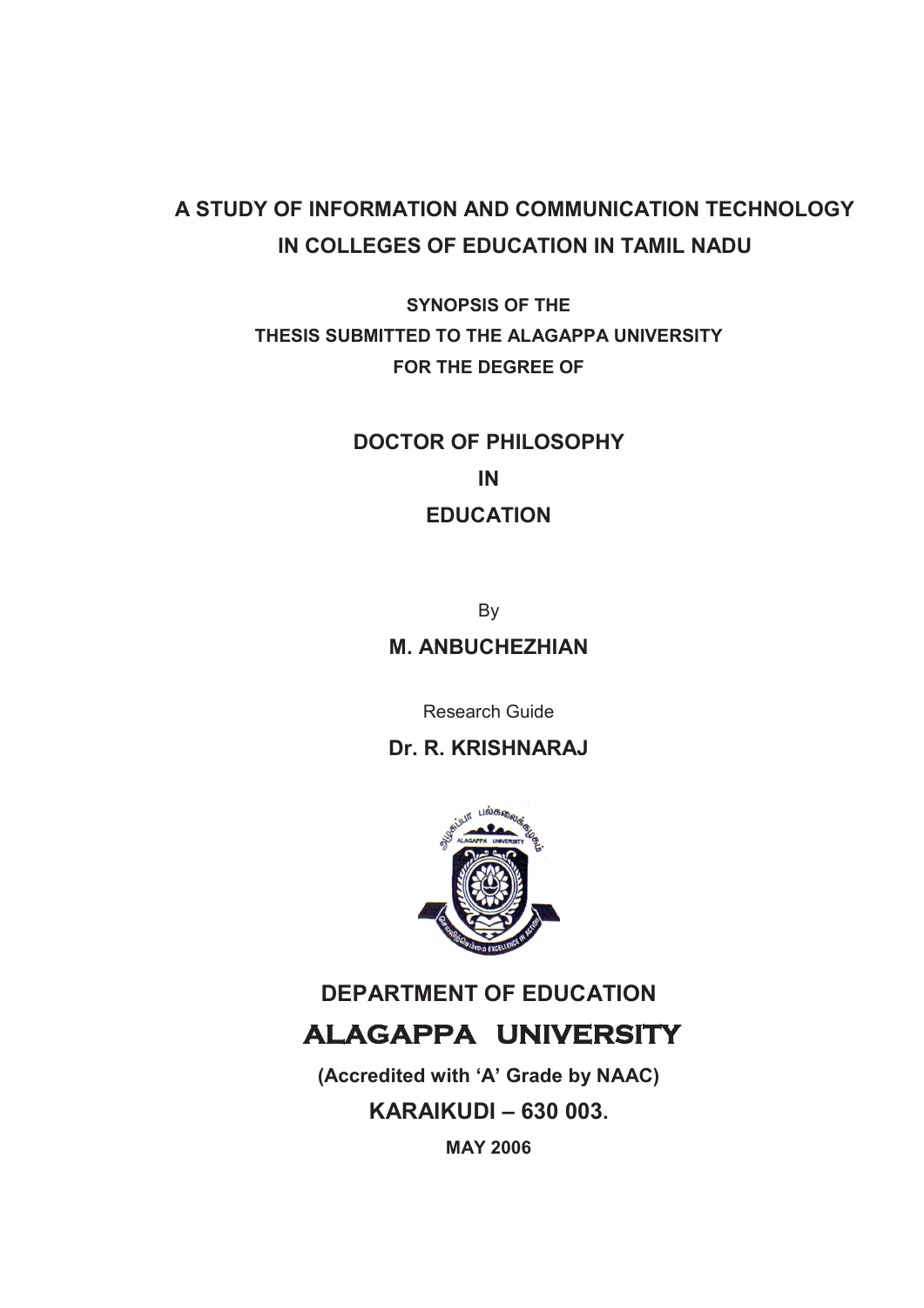# A STUDY OF INFORMATION AND COMMUNICATION TECHNOLOGY IN COLLEGES OF EDUCATION IN TAMIL NADU

**SYNOPSIS OF THE**
**THESIS SUBMITTED TO THE ALAGAPPA UNIVERSITY**
**FOR THE DEGREE OF**

## DOCTOR OF PHILOSOPHY
## IN
## EDUCATION

By

**M. ANBUCHEZHIAN**

Research Guide

**Dr. R. KRISHNARAJ**

**DEPARTMENT OF EDUCATION**

## ALAGAPPA UNIVERSITY

**(Accredited with 'A' Grade by NAAC)**

**KARAIKUDI – 630 003.**

**MAY 2006**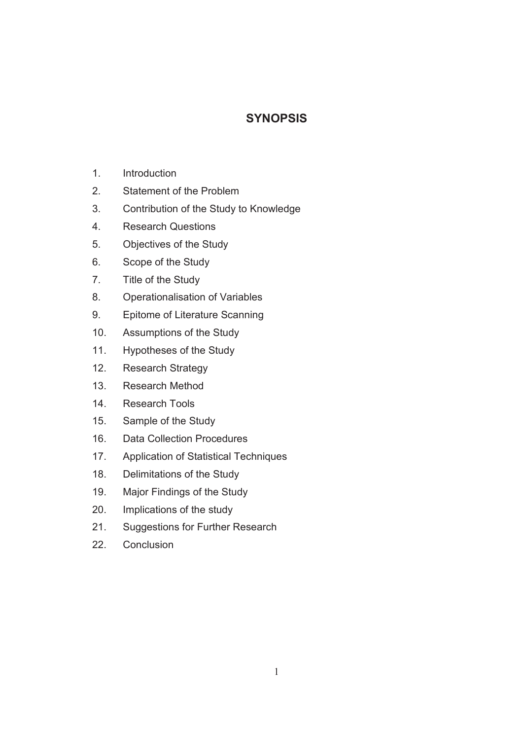# SYNOPSIS

1. Introduction
2. Statement of the Problem
3. Contribution of the Study to Knowledge
4. Research Questions
5. Objectives of the Study
6. Scope of the Study
7. Title of the Study
8. Operationalisation of Variables
9. Epitome of Literature Scanning
10. Assumptions of the Study
11. Hypotheses of the Study
12. Research Strategy
13. Research Method
14. Research Tools
15. Sample of the Study
16. Data Collection Procedures
17. Application of Statistical Techniques
18. Delimitations of the Study
19. Major Findings of the Study
20. Implications of the study
21. Suggestions for Further Research
22. Conclusion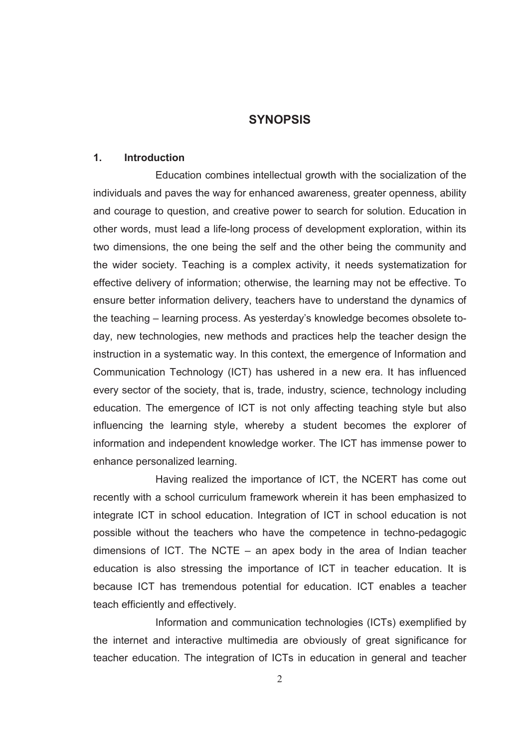# SYNOPSIS

## 1. Introduction

Education combines intellectual growth with the socialization of the individuals and paves the way for enhanced awareness, greater openness, ability and courage to question, and creative power to search for solution. Education in other words, must lead a life-long process of development exploration, within its two dimensions, the one being the self and the other being the community and the wider society. Teaching is a complex activity, it needs systematization for effective delivery of information; otherwise, the learning may not be effective. To ensure better information delivery, teachers have to understand the dynamics of the teaching – learning process. As yesterday's knowledge becomes obsolete to-day, new technologies, new methods and practices help the teacher design the instruction in a systematic way. In this context, the emergence of Information and Communication Technology (ICT) has ushered in a new era. It has influenced every sector of the society, that is, trade, industry, science, technology including education. The emergence of ICT is not only affecting teaching style but also influencing the learning style, whereby a student becomes the explorer of information and independent knowledge worker. The ICT has immense power to enhance personalized learning.

Having realized the importance of ICT, the NCERT has come out recently with a school curriculum framework wherein it has been emphasized to integrate ICT in school education. Integration of ICT in school education is not possible without the teachers who have the competence in techno-pedagogic dimensions of ICT. The NCTE – an apex body in the area of Indian teacher education is also stressing the importance of ICT in teacher education. It is because ICT has tremendous potential for education. ICT enables a teacher teach efficiently and effectively.

Information and communication technologies (ICTs) exemplified by the internet and interactive multimedia are obviously of great significance for teacher education. The integration of ICTs in education in general and teacher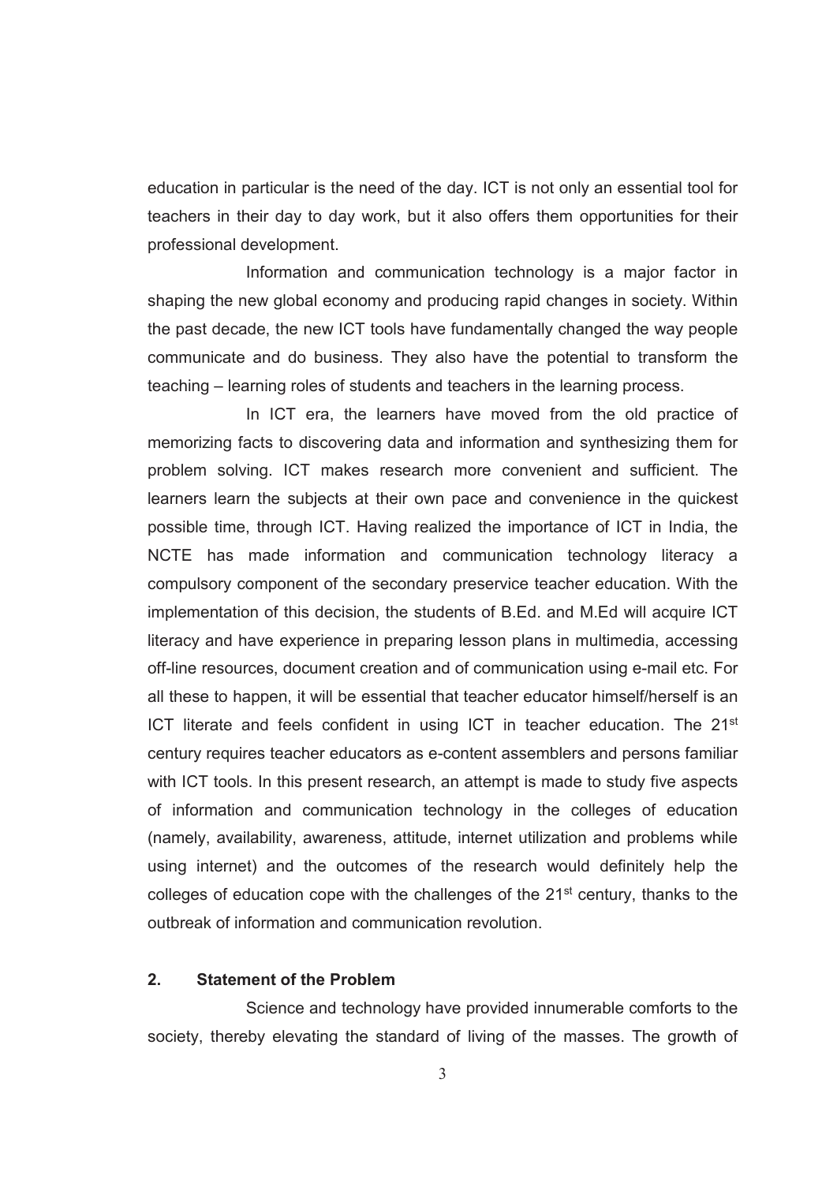education in particular is the need of the day. ICT is not only an essential tool for teachers in their day to day work, but it also offers them opportunities for their professional development.

Information and communication technology is a major factor in shaping the new global economy and producing rapid changes in society. Within the past decade, the new ICT tools have fundamentally changed the way people communicate and do business. They also have the potential to transform the teaching – learning roles of students and teachers in the learning process.

In ICT era, the learners have moved from the old practice of memorizing facts to discovering data and information and synthesizing them for problem solving. ICT makes research more convenient and sufficient. The learners learn the subjects at their own pace and convenience in the quickest possible time, through ICT. Having realized the importance of ICT in India, the NCTE has made information and communication technology literacy a compulsory component of the secondary preservice teacher education. With the implementation of this decision, the students of B.Ed. and M.Ed will acquire ICT literacy and have experience in preparing lesson plans in multimedia, accessing off-line resources, document creation and of communication using e-mail etc. For all these to happen, it will be essential that teacher educator himself/herself is an ICT literate and feels confident in using ICT in teacher education. The 21st century requires teacher educators as e-content assemblers and persons familiar with ICT tools. In this present research, an attempt is made to study five aspects of information and communication technology in the colleges of education (namely, availability, awareness, attitude, internet utilization and problems while using internet) and the outcomes of the research would definitely help the colleges of education cope with the challenges of the 21st century, thanks to the outbreak of information and communication revolution.

## 2. Statement of the Problem

Science and technology have provided innumerable comforts to the society, thereby elevating the standard of living of the masses. The growth of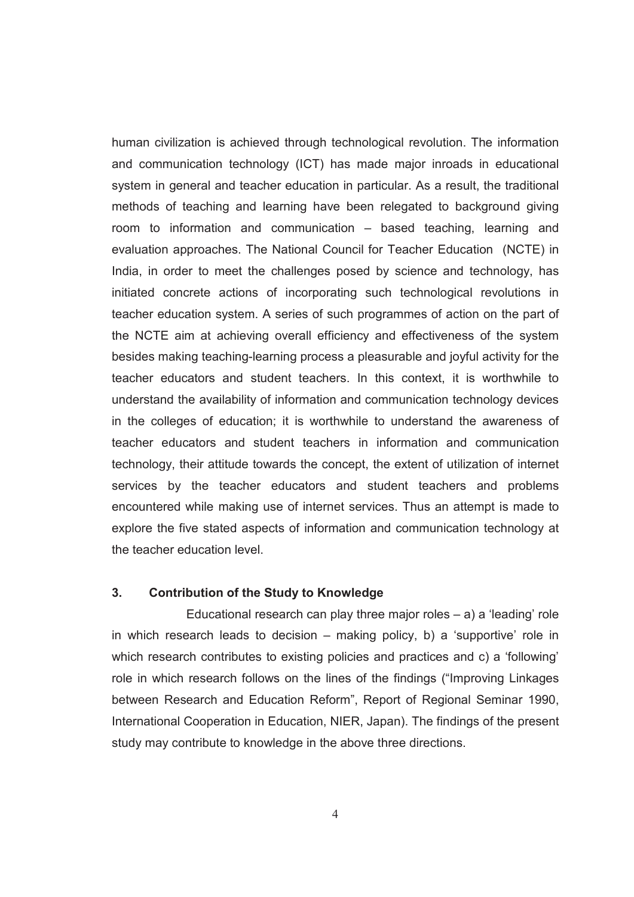human civilization is achieved through technological revolution. The information and communication technology (ICT) has made major inroads in educational system in general and teacher education in particular. As a result, the traditional methods of teaching and learning have been relegated to background giving room to information and communication – based teaching, learning and evaluation approaches. The National Council for Teacher Education (NCTE) in India, in order to meet the challenges posed by science and technology, has initiated concrete actions of incorporating such technological revolutions in teacher education system. A series of such programmes of action on the part of the NCTE aim at achieving overall efficiency and effectiveness of the system besides making teaching-learning process a pleasurable and joyful activity for the teacher educators and student teachers. In this context, it is worthwhile to understand the availability of information and communication technology devices in the colleges of education; it is worthwhile to understand the awareness of teacher educators and student teachers in information and communication technology, their attitude towards the concept, the extent of utilization of internet services by the teacher educators and student teachers and problems encountered while making use of internet services. Thus an attempt is made to explore the five stated aspects of information and communication technology at the teacher education level.

## 3. Contribution of the Study to Knowledge

Educational research can play three major roles – a) a 'leading' role in which research leads to decision – making policy, b) a 'supportive' role in which research contributes to existing policies and practices and c) a 'following' role in which research follows on the lines of the findings ("Improving Linkages between Research and Education Reform", Report of Regional Seminar 1990, International Cooperation in Education, NIER, Japan). The findings of the present study may contribute to knowledge in the above three directions.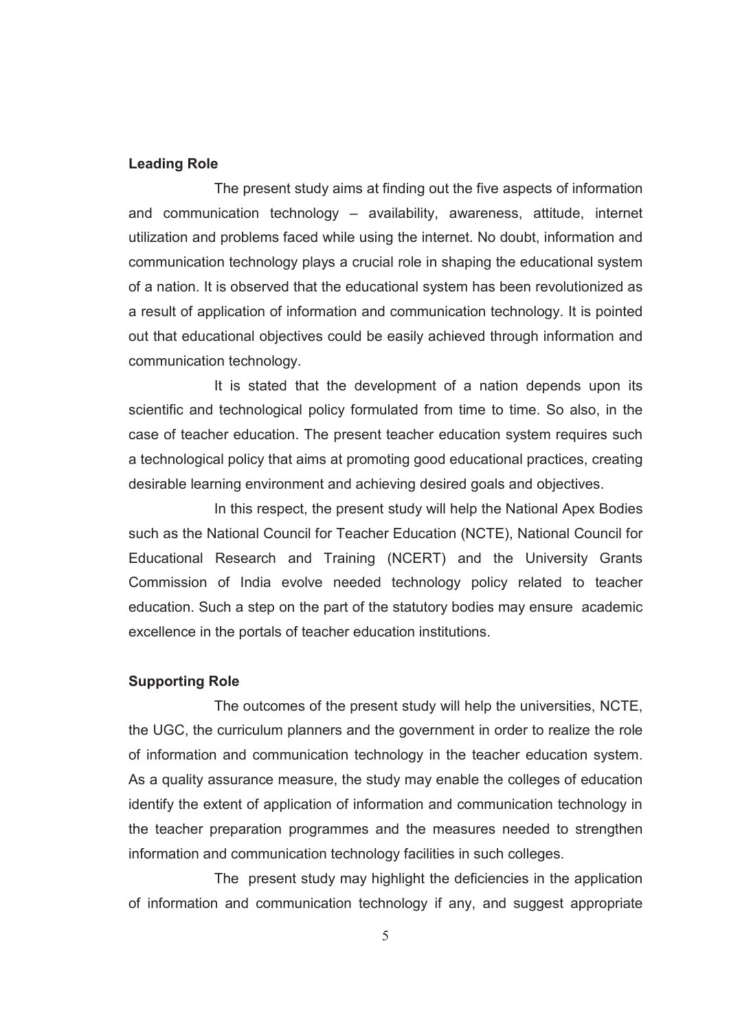**Leading Role**

The present study aims at finding out the five aspects of information and communication technology – availability, awareness, attitude, internet utilization and problems faced while using the internet. No doubt, information and communication technology plays a crucial role in shaping the educational system of a nation. It is observed that the educational system has been revolutionized as a result of application of information and communication technology. It is pointed out that educational objectives could be easily achieved through information and communication technology.

It is stated that the development of a nation depends upon its scientific and technological policy formulated from time to time. So also, in the case of teacher education. The present teacher education system requires such a technological policy that aims at promoting good educational practices, creating desirable learning environment and achieving desired goals and objectives.

In this respect, the present study will help the National Apex Bodies such as the National Council for Teacher Education (NCTE), National Council for Educational Research and Training (NCERT) and the University Grants Commission of India evolve needed technology policy related to teacher education. Such a step on the part of the statutory bodies may ensure academic excellence in the portals of teacher education institutions.

**Supporting Role**

The outcomes of the present study will help the universities, NCTE, the UGC, the curriculum planners and the government in order to realize the role of information and communication technology in the teacher education system. As a quality assurance measure, the study may enable the colleges of education identify the extent of application of information and communication technology in the teacher preparation programmes and the measures needed to strengthen information and communication technology facilities in such colleges.

The present study may highlight the deficiencies in the application of information and communication technology if any, and suggest appropriate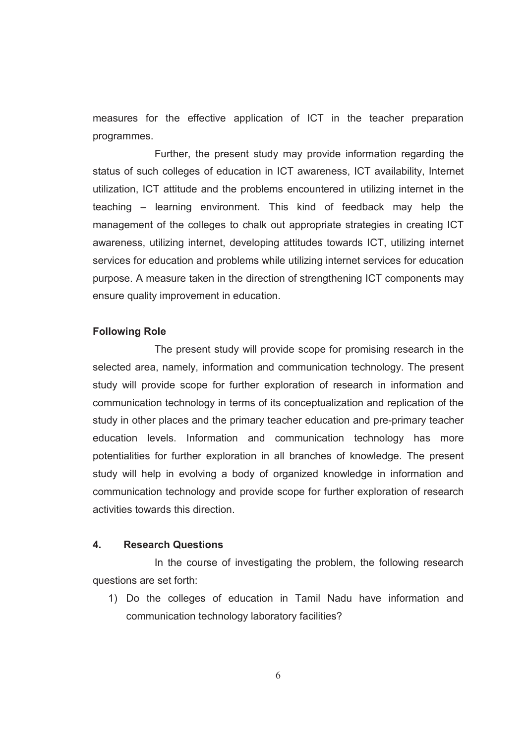measures for the effective application of ICT in the teacher preparation programmes.

Further, the present study may provide information regarding the status of such colleges of education in ICT awareness, ICT availability, Internet utilization, ICT attitude and the problems encountered in utilizing internet in the teaching – learning environment. This kind of feedback may help the management of the colleges to chalk out appropriate strategies in creating ICT awareness, utilizing internet, developing attitudes towards ICT, utilizing internet services for education and problems while utilizing internet services for education purpose. A measure taken in the direction of strengthening ICT components may ensure quality improvement in education.

**Following Role**

The present study will provide scope for promising research in the selected area, namely, information and communication technology. The present study will provide scope for further exploration of research in information and communication technology in terms of its conceptualization and replication of the study in other places and the primary teacher education and pre-primary teacher education levels. Information and communication technology has more potentialities for further exploration in all branches of knowledge. The present study will help in evolving a body of organized knowledge in information and communication technology and provide scope for further exploration of research activities towards this direction.

## 4. Research Questions

In the course of investigating the problem, the following research questions are set forth:

1) Do the colleges of education in Tamil Nadu have information and communication technology laboratory facilities?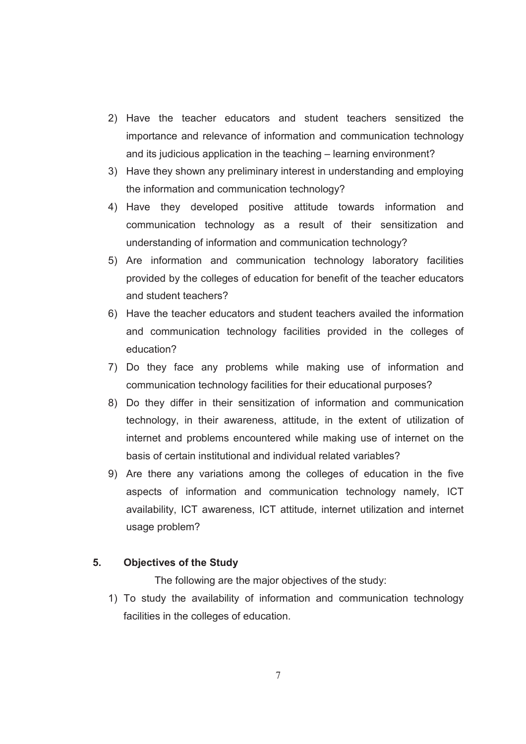2) Have the teacher educators and student teachers sensitized the importance and relevance of information and communication technology and its judicious application in the teaching – learning environment?
3) Have they shown any preliminary interest in understanding and employing the information and communication technology?
4) Have they developed positive attitude towards information and communication technology as a result of their sensitization and understanding of information and communication technology?
5) Are information and communication technology laboratory facilities provided by the colleges of education for benefit of the teacher educators and student teachers?
6) Have the teacher educators and student teachers availed the information and communication technology facilities provided in the colleges of education?
7) Do they face any problems while making use of information and communication technology facilities for their educational purposes?
8) Do they differ in their sensitization of information and communication technology, in their awareness, attitude, in the extent of utilization of internet and problems encountered while making use of internet on the basis of certain institutional and individual related variables?
9) Are there any variations among the colleges of education in the five aspects of information and communication technology namely, ICT availability, ICT awareness, ICT attitude, internet utilization and internet usage problem?

## 5. Objectives of the Study

The following are the major objectives of the study:

1) To study the availability of information and communication technology facilities in the colleges of education.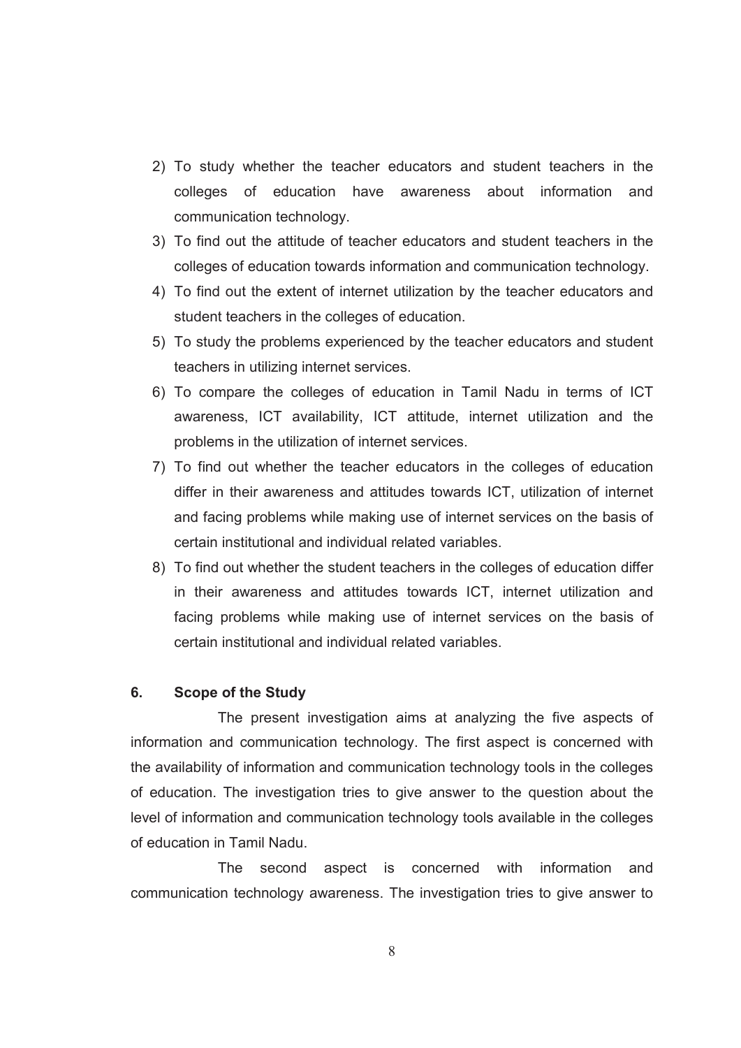2) To study whether the teacher educators and student teachers in the colleges of education have awareness about information and communication technology.
3) To find out the attitude of teacher educators and student teachers in the colleges of education towards information and communication technology.
4) To find out the extent of internet utilization by the teacher educators and student teachers in the colleges of education.
5) To study the problems experienced by the teacher educators and student teachers in utilizing internet services.
6) To compare the colleges of education in Tamil Nadu in terms of ICT awareness, ICT availability, ICT attitude, internet utilization and the problems in the utilization of internet services.
7) To find out whether the teacher educators in the colleges of education differ in their awareness and attitudes towards ICT, utilization of internet and facing problems while making use of internet services on the basis of certain institutional and individual related variables.
8) To find out whether the student teachers in the colleges of education differ in their awareness and attitudes towards ICT, internet utilization and facing problems while making use of internet services on the basis of certain institutional and individual related variables.

## 6. Scope of the Study

The present investigation aims at analyzing the five aspects of information and communication technology. The first aspect is concerned with the availability of information and communication technology tools in the colleges of education. The investigation tries to give answer to the question about the level of information and communication technology tools available in the colleges of education in Tamil Nadu.

The second aspect is concerned with information and communication technology awareness. The investigation tries to give answer to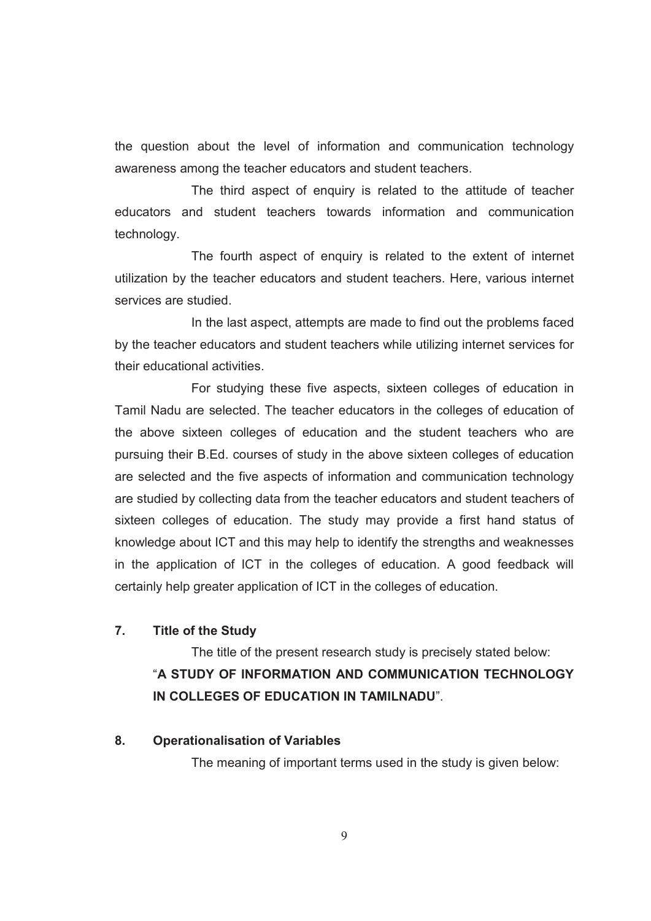the question about the level of information and communication technology awareness among the teacher educators and student teachers.

The third aspect of enquiry is related to the attitude of teacher educators and student teachers towards information and communication technology.

The fourth aspect of enquiry is related to the extent of internet utilization by the teacher educators and student teachers. Here, various internet services are studied.

In the last aspect, attempts are made to find out the problems faced by the teacher educators and student teachers while utilizing internet services for their educational activities.

For studying these five aspects, sixteen colleges of education in Tamil Nadu are selected. The teacher educators in the colleges of education of the above sixteen colleges of education and the student teachers who are pursuing their B.Ed. courses of study in the above sixteen colleges of education are selected and the five aspects of information and communication technology are studied by collecting data from the teacher educators and student teachers of sixteen colleges of education. The study may provide a first hand status of knowledge about ICT and this may help to identify the strengths and weaknesses in the application of ICT in the colleges of education. A good feedback will certainly help greater application of ICT in the colleges of education.

## 7. Title of the Study

The title of the present research study is precisely stated below:

"**A STUDY OF INFORMATION AND COMMUNICATION TECHNOLOGY IN COLLEGES OF EDUCATION IN TAMILNADU**".

## 8. Operationalisation of Variables

The meaning of important terms used in the study is given below: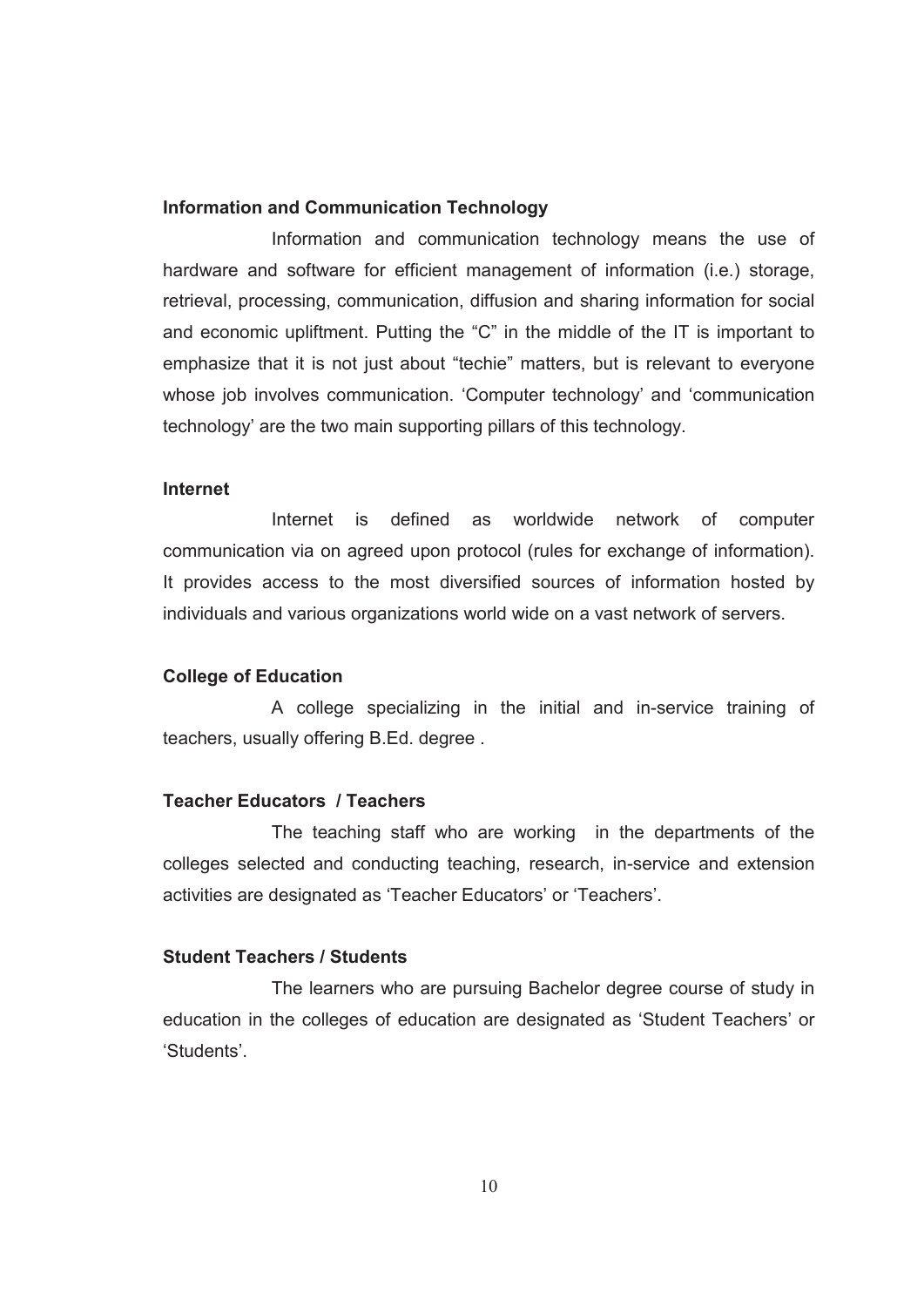**Information and Communication Technology**

Information and communication technology means the use of hardware and software for efficient management of information (i.e.) storage, retrieval, processing, communication, diffusion and sharing information for social and economic upliftment. Putting the "C" in the middle of the IT is important to emphasize that it is not just about "techie" matters, but is relevant to everyone whose job involves communication. 'Computer technology' and 'communication technology' are the two main supporting pillars of this technology.

**Internet**

Internet is defined as worldwide network of computer communication via on agreed upon protocol (rules for exchange of information). It provides access to the most diversified sources of information hosted by individuals and various organizations world wide on a vast network of servers.

**College of Education**

A college specializing in the initial and in-service training of teachers, usually offering B.Ed. degree .

**Teacher Educators / Teachers**

The teaching staff who are working in the departments of the colleges selected and conducting teaching, research, in-service and extension activities are designated as 'Teacher Educators' or 'Teachers'.

**Student Teachers / Students**

The learners who are pursuing Bachelor degree course of study in education in the colleges of education are designated as 'Student Teachers' or 'Students'.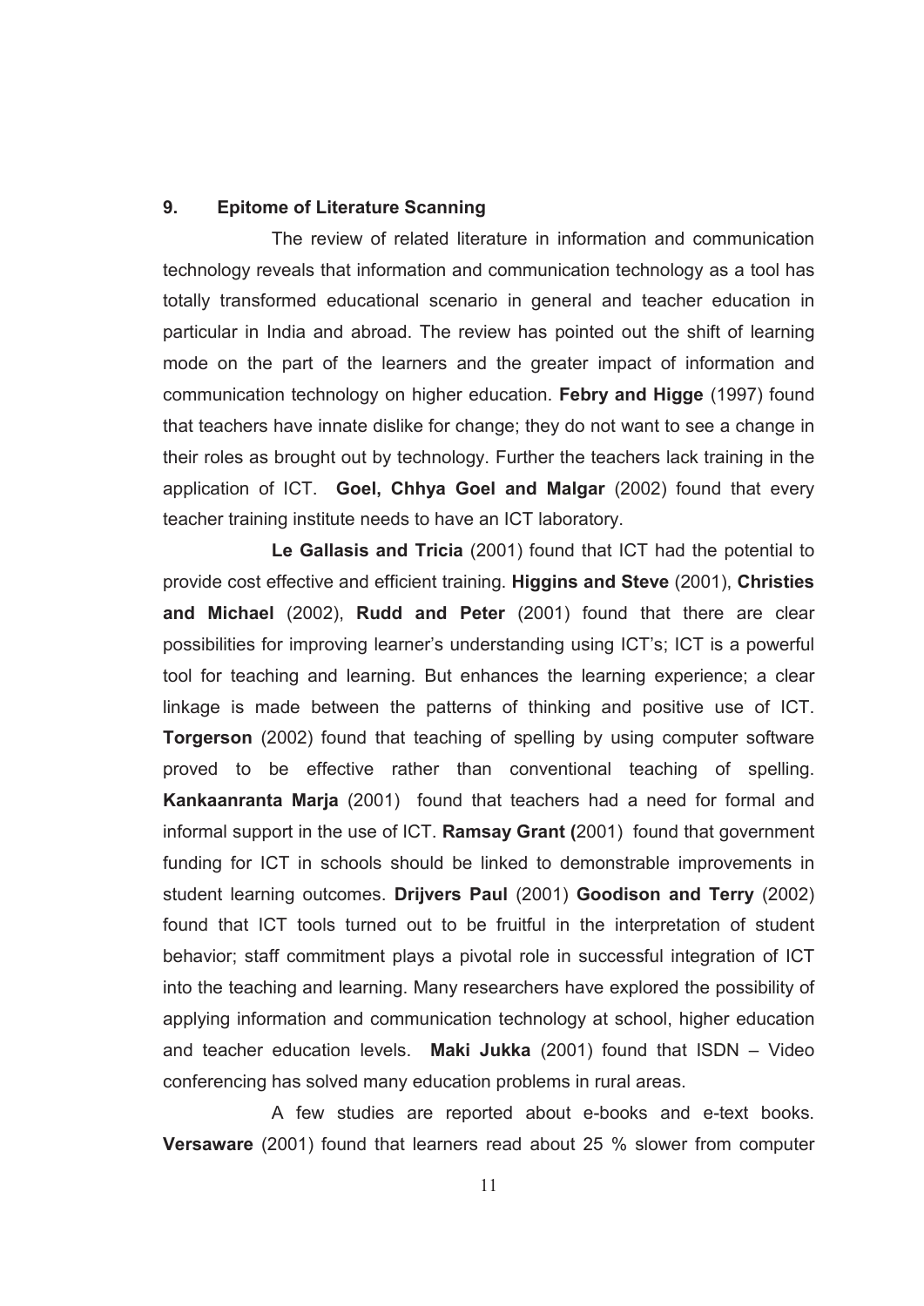## 9. Epitome of Literature Scanning

The review of related literature in information and communication technology reveals that information and communication technology as a tool has totally transformed educational scenario in general and teacher education in particular in India and abroad. The review has pointed out the shift of learning mode on the part of the learners and the greater impact of information and communication technology on higher education. **Febry and Higge** (1997) found that teachers have innate dislike for change; they do not want to see a change in their roles as brought out by technology. Further the teachers lack training in the application of ICT. **Goel, Chhya Goel and Malgar** (2002) found that every teacher training institute needs to have an ICT laboratory.

**Le Gallasis and Tricia** (2001) found that ICT had the potential to provide cost effective and efficient training. **Higgins and Steve** (2001), **Christies and Michael** (2002), **Rudd and Peter** (2001) found that there are clear possibilities for improving learner's understanding using ICT's; ICT is a powerful tool for teaching and learning. But enhances the learning experience; a clear linkage is made between the patterns of thinking and positive use of ICT. **Torgerson** (2002) found that teaching of spelling by using computer software proved to be effective rather than conventional teaching of spelling. **Kankaanranta Marja** (2001) found that teachers had a need for formal and informal support in the use of ICT. **Ramsay Grant (**2001) found that government funding for ICT in schools should be linked to demonstrable improvements in student learning outcomes. **Drijvers Paul** (2001) **Goodison and Terry** (2002) found that ICT tools turned out to be fruitful in the interpretation of student behavior; staff commitment plays a pivotal role in successful integration of ICT into the teaching and learning. Many researchers have explored the possibility of applying information and communication technology at school, higher education and teacher education levels. **Maki Jukka** (2001) found that ISDN – Video conferencing has solved many education problems in rural areas.

A few studies are reported about e-books and e-text books. **Versaware** (2001) found that learners read about 25 % slower from computer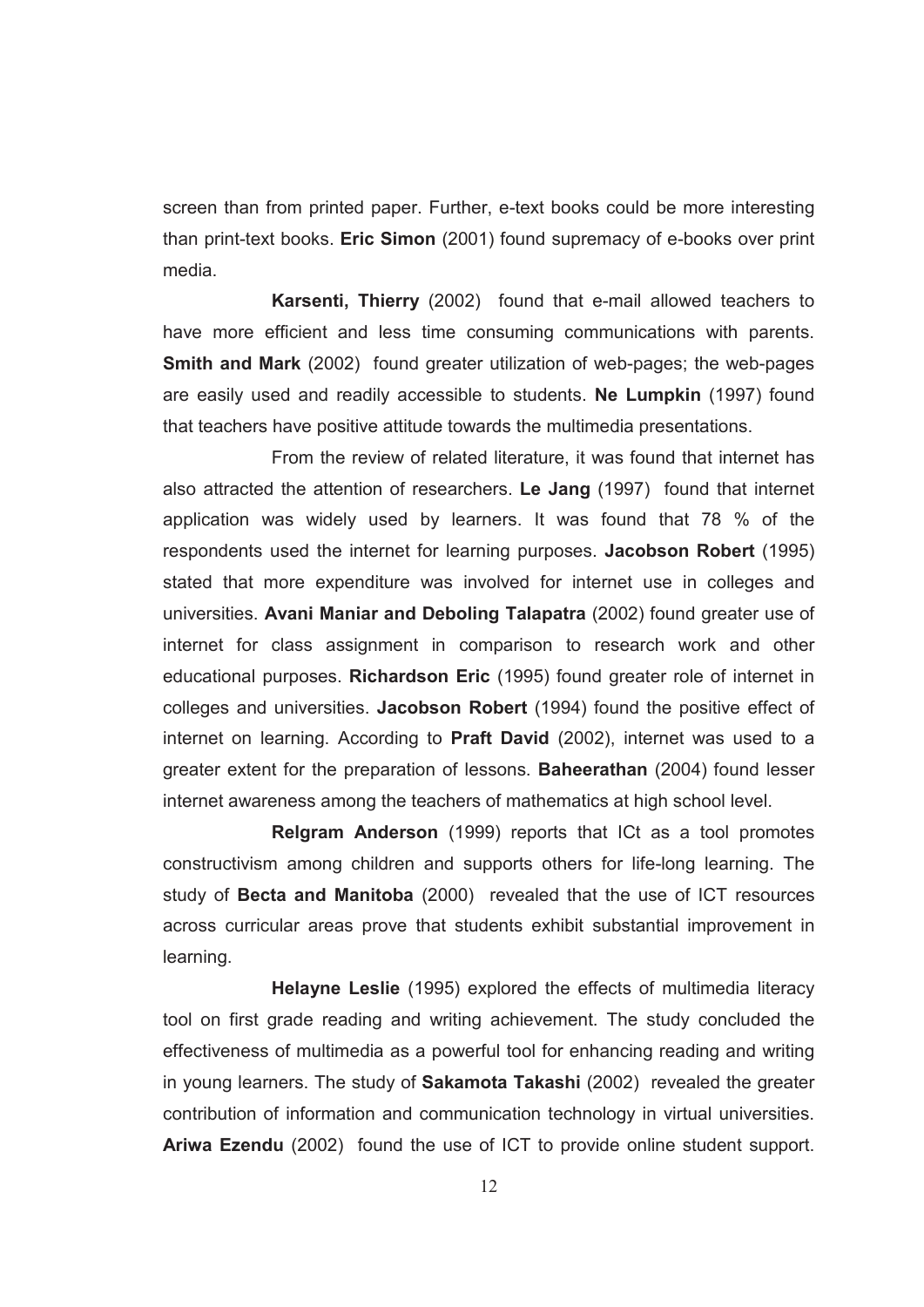screen than from printed paper. Further, e-text books could be more interesting than print-text books. **Eric Simon** (2001) found supremacy of e-books over print media.

**Karsenti, Thierry** (2002) found that e-mail allowed teachers to have more efficient and less time consuming communications with parents. **Smith and Mark** (2002) found greater utilization of web-pages; the web-pages are easily used and readily accessible to students. **Ne Lumpkin** (1997) found that teachers have positive attitude towards the multimedia presentations.

From the review of related literature, it was found that internet has also attracted the attention of researchers. **Le Jang** (1997) found that internet application was widely used by learners. It was found that 78 % of the respondents used the internet for learning purposes. **Jacobson Robert** (1995) stated that more expenditure was involved for internet use in colleges and universities. **Avani Maniar and Deboling Talapatra** (2002) found greater use of internet for class assignment in comparison to research work and other educational purposes. **Richardson Eric** (1995) found greater role of internet in colleges and universities. **Jacobson Robert** (1994) found the positive effect of internet on learning. According to **Praft David** (2002), internet was used to a greater extent for the preparation of lessons. **Baheerathan** (2004) found lesser internet awareness among the teachers of mathematics at high school level.

**Relgram Anderson** (1999) reports that ICt as a tool promotes constructivism among children and supports others for life-long learning. The study of **Becta and Manitoba** (2000) revealed that the use of ICT resources across curricular areas prove that students exhibit substantial improvement in learning.

**Helayne Leslie** (1995) explored the effects of multimedia literacy tool on first grade reading and writing achievement. The study concluded the effectiveness of multimedia as a powerful tool for enhancing reading and writing in young learners. The study of **Sakamota Takashi** (2002) revealed the greater contribution of information and communication technology in virtual universities. **Ariwa Ezendu** (2002) found the use of ICT to provide online student support.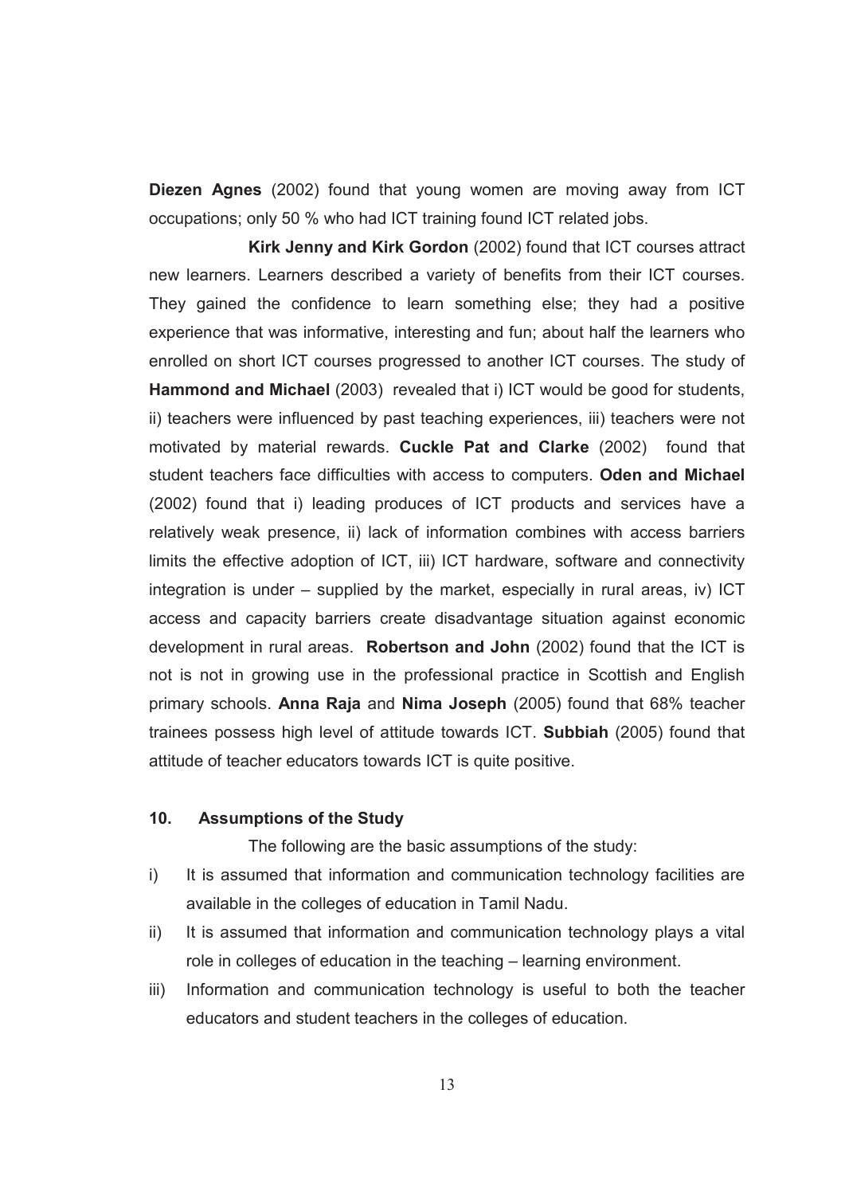**Diezen Agnes** (2002) found that young women are moving away from ICT occupations; only 50 % who had ICT training found ICT related jobs.

**Kirk Jenny and Kirk Gordon** (2002) found that ICT courses attract new learners. Learners described a variety of benefits from their ICT courses. They gained the confidence to learn something else; they had a positive experience that was informative, interesting and fun; about half the learners who enrolled on short ICT courses progressed to another ICT courses. The study of **Hammond and Michael** (2003) revealed that i) ICT would be good for students, ii) teachers were influenced by past teaching experiences, iii) teachers were not motivated by material rewards. **Cuckle Pat and Clarke** (2002) found that student teachers face difficulties with access to computers. **Oden and Michael** (2002) found that i) leading produces of ICT products and services have a relatively weak presence, ii) lack of information combines with access barriers limits the effective adoption of ICT, iii) ICT hardware, software and connectivity integration is under – supplied by the market, especially in rural areas, iv) ICT access and capacity barriers create disadvantage situation against economic development in rural areas. **Robertson and John** (2002) found that the ICT is not is not in growing use in the professional practice in Scottish and English primary schools. **Anna Raja** and **Nima Joseph** (2005) found that 68% teacher trainees possess high level of attitude towards ICT. **Subbiah** (2005) found that attitude of teacher educators towards ICT is quite positive.

## 10. Assumptions of the Study

The following are the basic assumptions of the study:

i) It is assumed that information and communication technology facilities are available in the colleges of education in Tamil Nadu.

ii) It is assumed that information and communication technology plays a vital role in colleges of education in the teaching – learning environment.

iii) Information and communication technology is useful to both the teacher educators and student teachers in the colleges of education.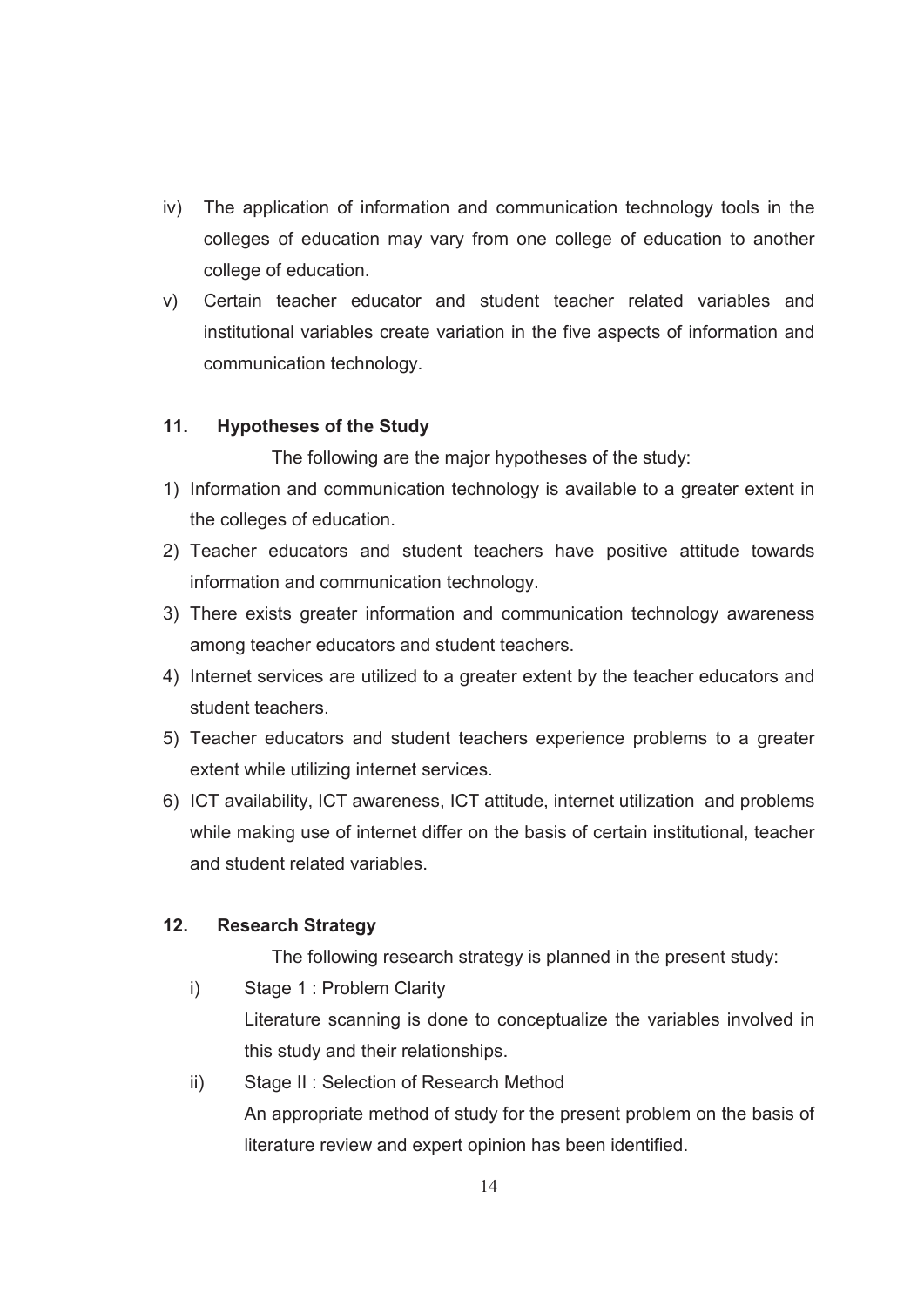iv) The application of information and communication technology tools in the colleges of education may vary from one college of education to another college of education.

v) Certain teacher educator and student teacher related variables and institutional variables create variation in the five aspects of information and communication technology.

## 11. Hypotheses of the Study

The following are the major hypotheses of the study:

1) Information and communication technology is available to a greater extent in the colleges of education.
2) Teacher educators and student teachers have positive attitude towards information and communication technology.
3) There exists greater information and communication technology awareness among teacher educators and student teachers.
4) Internet services are utilized to a greater extent by the teacher educators and student teachers.
5) Teacher educators and student teachers experience problems to a greater extent while utilizing internet services.
6) ICT availability, ICT awareness, ICT attitude, internet utilization and problems while making use of internet differ on the basis of certain institutional, teacher and student related variables.

## 12. Research Strategy

The following research strategy is planned in the present study:

i) Stage 1 : Problem Clarity

   Literature scanning is done to conceptualize the variables involved in this study and their relationships.

ii) Stage II : Selection of Research Method

   An appropriate method of study for the present problem on the basis of literature review and expert opinion has been identified.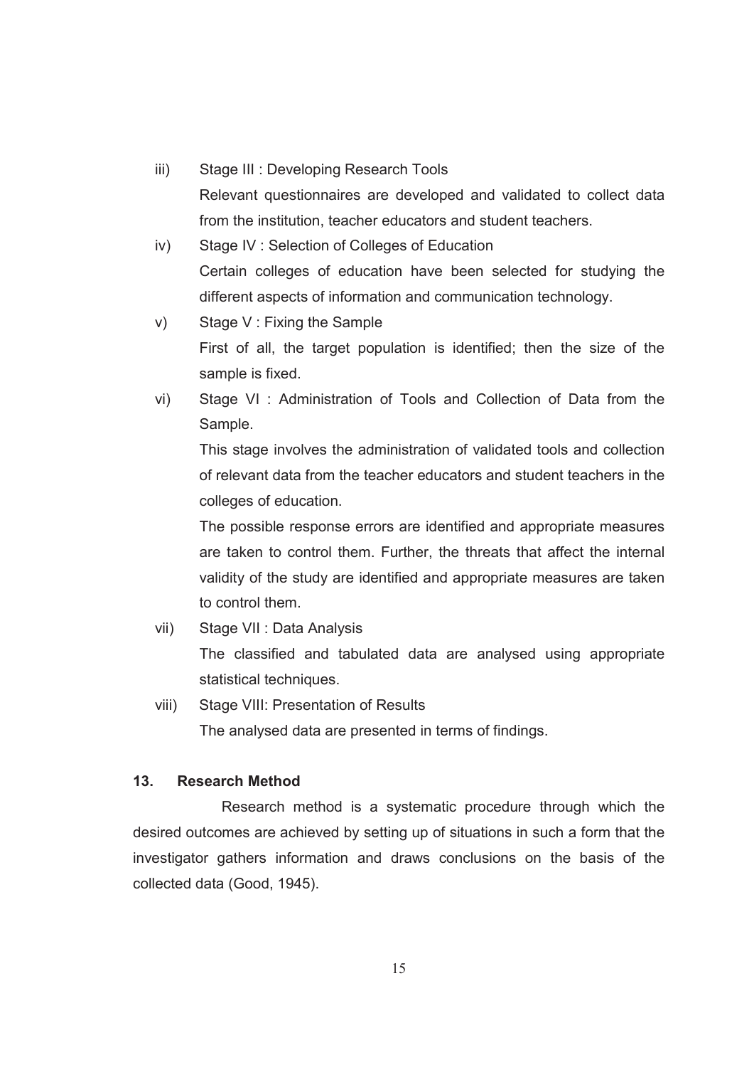iii) Stage III : Developing Research Tools

Relevant questionnaires are developed and validated to collect data from the institution, teacher educators and student teachers.

iv) Stage IV : Selection of Colleges of Education

Certain colleges of education have been selected for studying the different aspects of information and communication technology.

v) Stage V : Fixing the Sample

First of all, the target population is identified; then the size of the sample is fixed.

vi) Stage VI : Administration of Tools and Collection of Data from the Sample.

This stage involves the administration of validated tools and collection of relevant data from the teacher educators and student teachers in the colleges of education.

The possible response errors are identified and appropriate measures are taken to control them. Further, the threats that affect the internal validity of the study are identified and appropriate measures are taken to control them.

vii) Stage VII : Data Analysis

The classified and tabulated data are analysed using appropriate statistical techniques.

viii) Stage VIII: Presentation of Results

The analysed data are presented in terms of findings.

## 13. Research Method

Research method is a systematic procedure through which the desired outcomes are achieved by setting up of situations in such a form that the investigator gathers information and draws conclusions on the basis of the collected data (Good, 1945).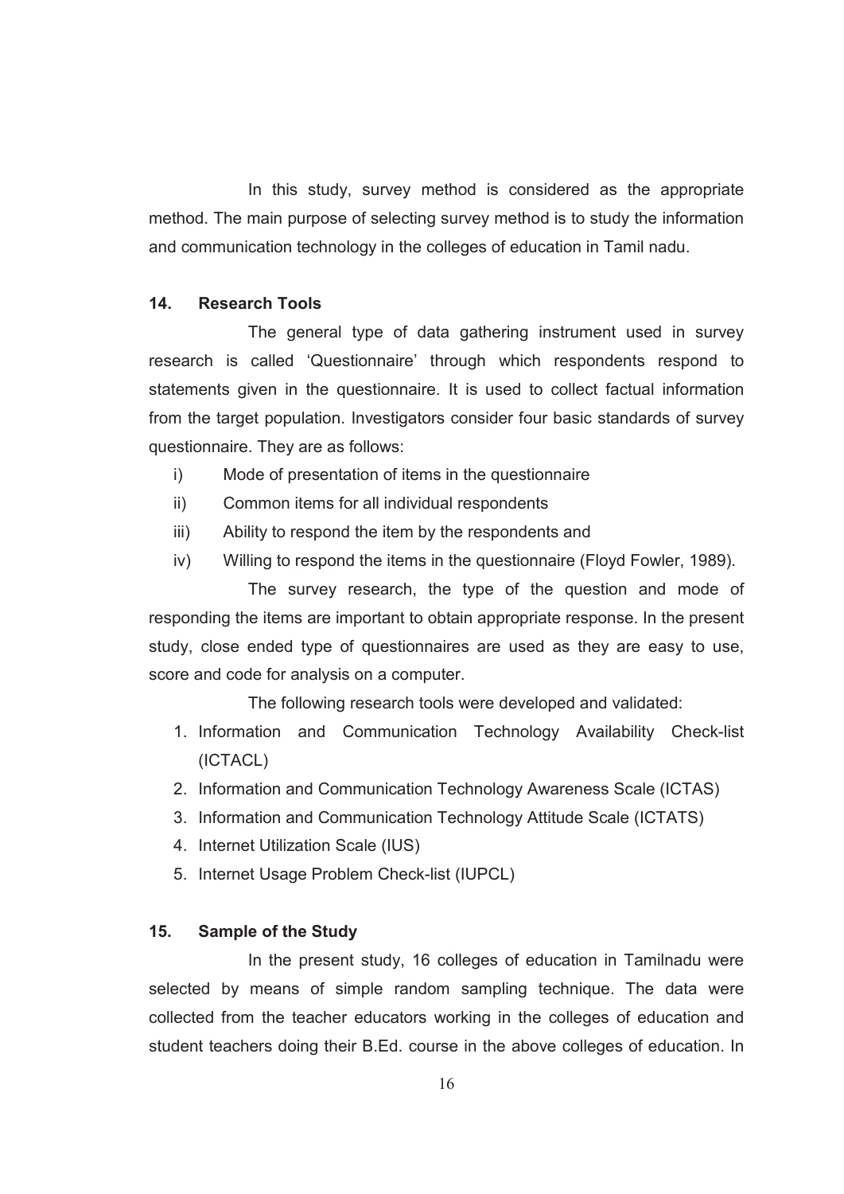In this study, survey method is considered as the appropriate method. The main purpose of selecting survey method is to study the information and communication technology in the colleges of education in Tamil nadu.

## 14. Research Tools

The general type of data gathering instrument used in survey research is called 'Questionnaire' through which respondents respond to statements given in the questionnaire. It is used to collect factual information from the target population. Investigators consider four basic standards of survey questionnaire. They are as follows:

i) Mode of presentation of items in the questionnaire

ii) Common items for all individual respondents

iii) Ability to respond the item by the respondents and

iv) Willing to respond the items in the questionnaire (Floyd Fowler, 1989).

The survey research, the type of the question and mode of responding the items are important to obtain appropriate response. In the present study, close ended type of questionnaires are used as they are easy to use, score and code for analysis on a computer.

The following research tools were developed and validated:

1. Information and Communication Technology Availability Check-list (ICTACL)
2. Information and Communication Technology Awareness Scale (ICTAS)
3. Information and Communication Technology Attitude Scale (ICTATS)
4. Internet Utilization Scale (IUS)
5. Internet Usage Problem Check-list (IUPCL)

## 15. Sample of the Study

In the present study, 16 colleges of education in Tamilnadu were selected by means of simple random sampling technique. The data were collected from the teacher educators working in the colleges of education and student teachers doing their B.Ed. course in the above colleges of education. In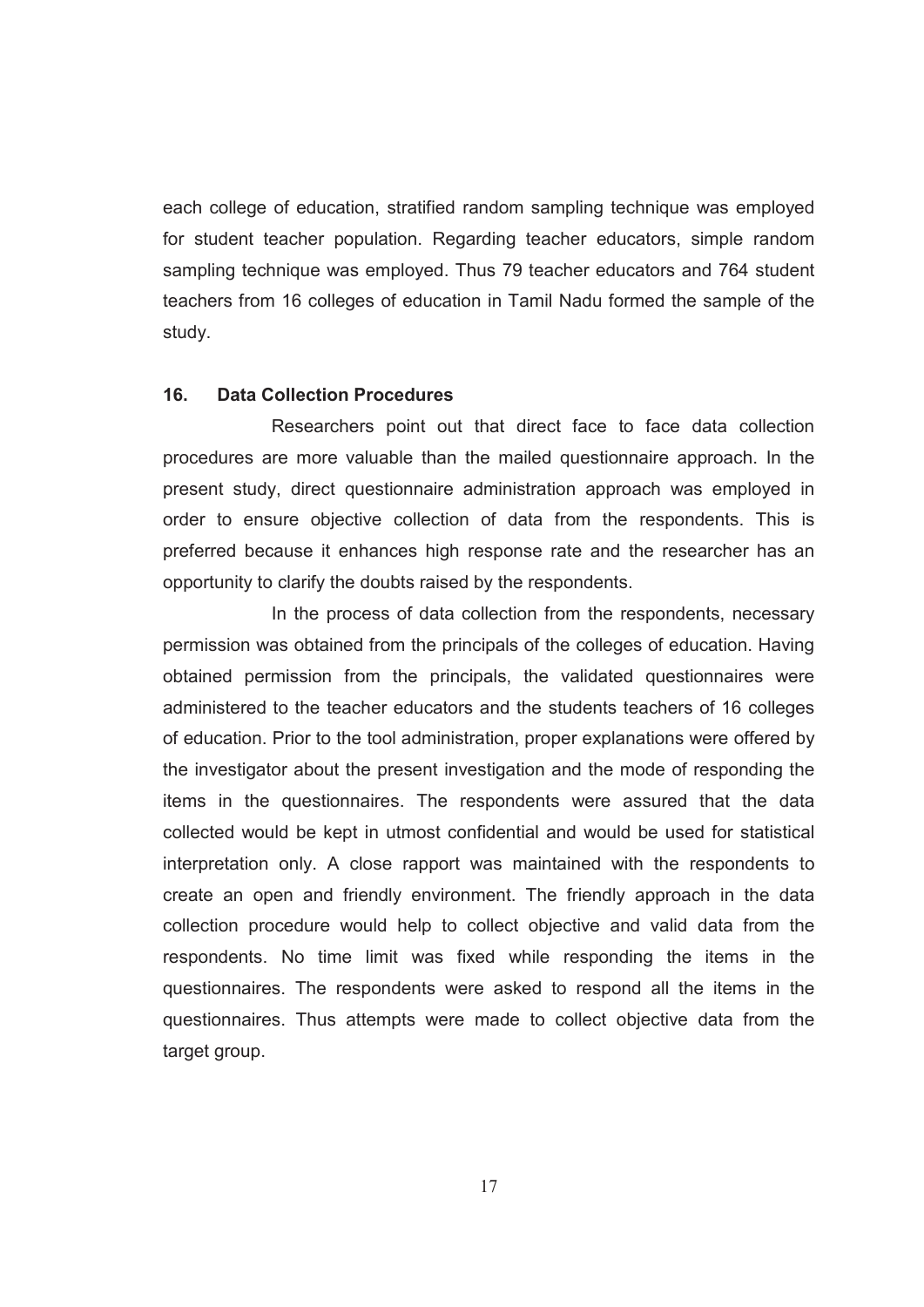each college of education, stratified random sampling technique was employed for student teacher population. Regarding teacher educators, simple random sampling technique was employed. Thus 79 teacher educators and 764 student teachers from 16 colleges of education in Tamil Nadu formed the sample of the study.

## 16. Data Collection Procedures

Researchers point out that direct face to face data collection procedures are more valuable than the mailed questionnaire approach. In the present study, direct questionnaire administration approach was employed in order to ensure objective collection of data from the respondents. This is preferred because it enhances high response rate and the researcher has an opportunity to clarify the doubts raised by the respondents.

In the process of data collection from the respondents, necessary permission was obtained from the principals of the colleges of education. Having obtained permission from the principals, the validated questionnaires were administered to the teacher educators and the students teachers of 16 colleges of education. Prior to the tool administration, proper explanations were offered by the investigator about the present investigation and the mode of responding the items in the questionnaires. The respondents were assured that the data collected would be kept in utmost confidential and would be used for statistical interpretation only. A close rapport was maintained with the respondents to create an open and friendly environment. The friendly approach in the data collection procedure would help to collect objective and valid data from the respondents. No time limit was fixed while responding the items in the questionnaires. The respondents were asked to respond all the items in the questionnaires. Thus attempts were made to collect objective data from the target group.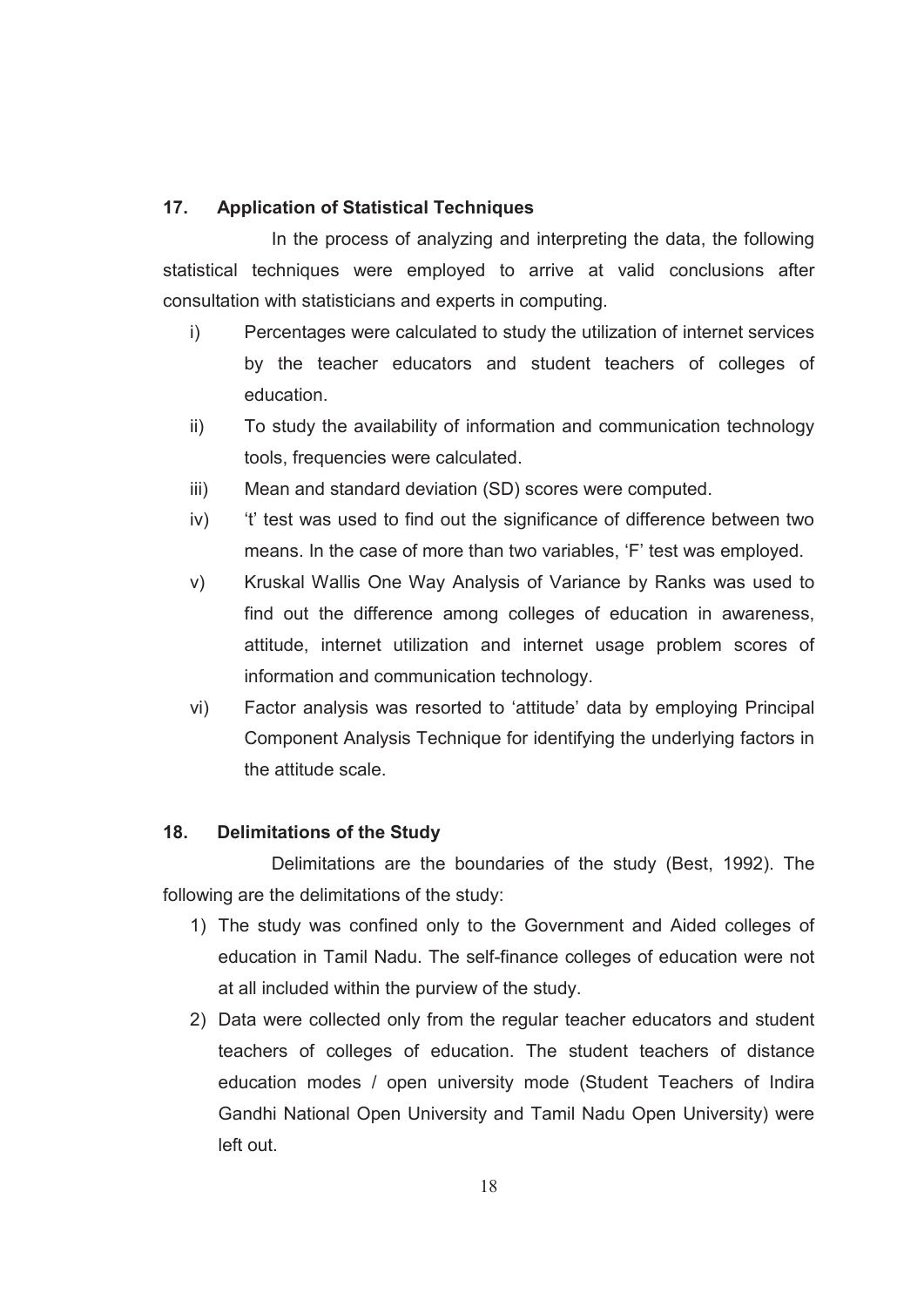## 17. Application of Statistical Techniques

In the process of analyzing and interpreting the data, the following statistical techniques were employed to arrive at valid conclusions after consultation with statisticians and experts in computing.

i) Percentages were calculated to study the utilization of internet services by the teacher educators and student teachers of colleges of education.

ii) To study the availability of information and communication technology tools, frequencies were calculated.

iii) Mean and standard deviation (SD) scores were computed.

iv) 't' test was used to find out the significance of difference between two means. In the case of more than two variables, 'F' test was employed.

v) Kruskal Wallis One Way Analysis of Variance by Ranks was used to find out the difference among colleges of education in awareness, attitude, internet utilization and internet usage problem scores of information and communication technology.

vi) Factor analysis was resorted to 'attitude' data by employing Principal Component Analysis Technique for identifying the underlying factors in the attitude scale.

## 18. Delimitations of the Study

Delimitations are the boundaries of the study (Best, 1992). The following are the delimitations of the study:

1) The study was confined only to the Government and Aided colleges of education in Tamil Nadu. The self-finance colleges of education were not at all included within the purview of the study.

2) Data were collected only from the regular teacher educators and student teachers of colleges of education. The student teachers of distance education modes / open university mode (Student Teachers of Indira Gandhi National Open University and Tamil Nadu Open University) were left out.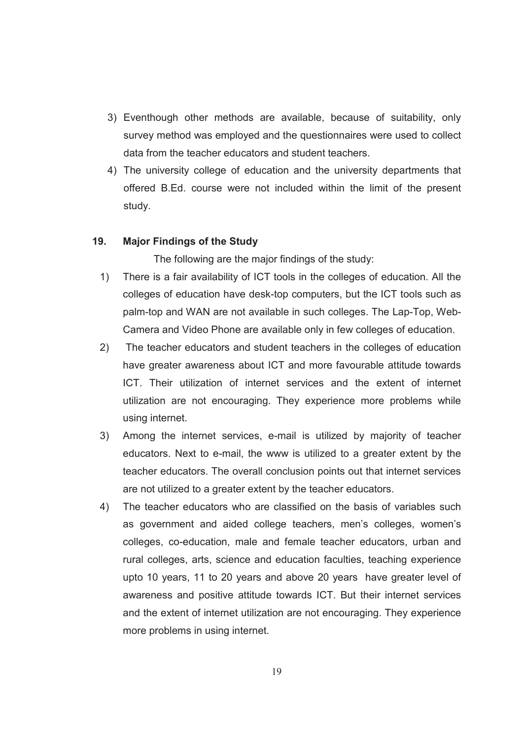3) Eventhough other methods are available, because of suitability, only survey method was employed and the questionnaires were used to collect data from the teacher educators and student teachers.
4) The university college of education and the university departments that offered B.Ed. course were not included within the limit of the present study.

## 19. Major Findings of the Study

The following are the major findings of the study:

1) There is a fair availability of ICT tools in the colleges of education. All the colleges of education have desk-top computers, but the ICT tools such as palm-top and WAN are not available in such colleges. The Lap-Top, Web-Camera and Video Phone are available only in few colleges of education.
2) The teacher educators and student teachers in the colleges of education have greater awareness about ICT and more favourable attitude towards ICT. Their utilization of internet services and the extent of internet utilization are not encouraging. They experience more problems while using internet.
3) Among the internet services, e-mail is utilized by majority of teacher educators. Next to e-mail, the www is utilized to a greater extent by the teacher educators. The overall conclusion points out that internet services are not utilized to a greater extent by the teacher educators.
4) The teacher educators who are classified on the basis of variables such as government and aided college teachers, men's colleges, women's colleges, co-education, male and female teacher educators, urban and rural colleges, arts, science and education faculties, teaching experience upto 10 years, 11 to 20 years and above 20 years have greater level of awareness and positive attitude towards ICT. But their internet services and the extent of internet utilization are not encouraging. They experience more problems in using internet.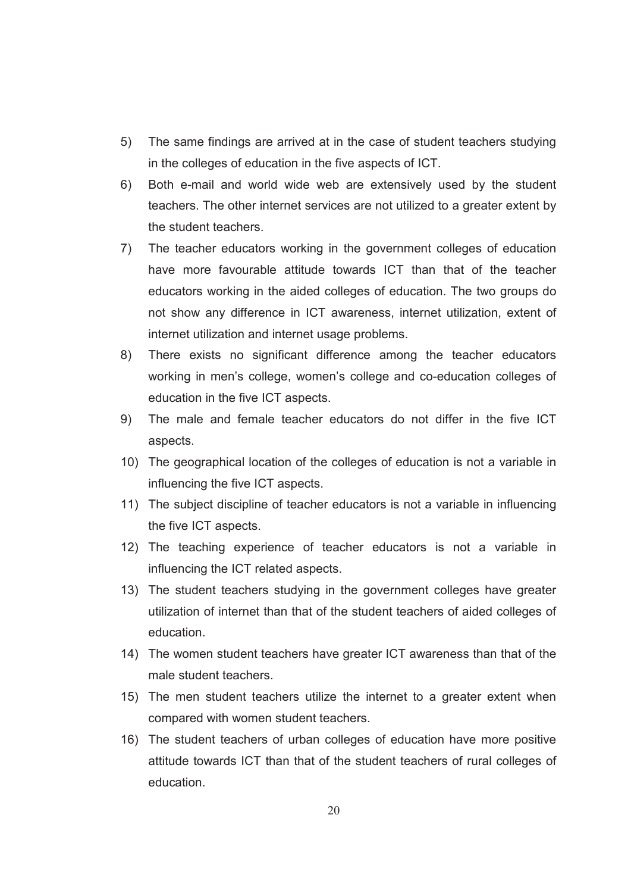5) The same findings are arrived at in the case of student teachers studying in the colleges of education in the five aspects of ICT.
6) Both e-mail and world wide web are extensively used by the student teachers. The other internet services are not utilized to a greater extent by the student teachers.
7) The teacher educators working in the government colleges of education have more favourable attitude towards ICT than that of the teacher educators working in the aided colleges of education. The two groups do not show any difference in ICT awareness, internet utilization, extent of internet utilization and internet usage problems.
8) There exists no significant difference among the teacher educators working in men's college, women's college and co-education colleges of education in the five ICT aspects.
9) The male and female teacher educators do not differ in the five ICT aspects.
10) The geographical location of the colleges of education is not a variable in influencing the five ICT aspects.
11) The subject discipline of teacher educators is not a variable in influencing the five ICT aspects.
12) The teaching experience of teacher educators is not a variable in influencing the ICT related aspects.
13) The student teachers studying in the government colleges have greater utilization of internet than that of the student teachers of aided colleges of education.
14) The women student teachers have greater ICT awareness than that of the male student teachers.
15) The men student teachers utilize the internet to a greater extent when compared with women student teachers.
16) The student teachers of urban colleges of education have more positive attitude towards ICT than that of the student teachers of rural colleges of education.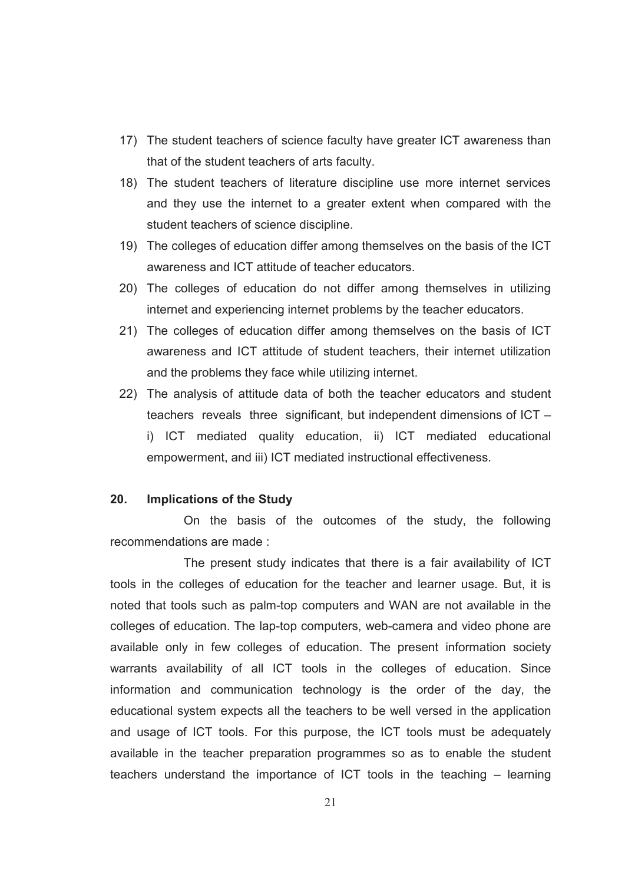17) The student teachers of science faculty have greater ICT awareness than that of the student teachers of arts faculty.
18) The student teachers of literature discipline use more internet services and they use the internet to a greater extent when compared with the student teachers of science discipline.
19) The colleges of education differ among themselves on the basis of the ICT awareness and ICT attitude of teacher educators.
20) The colleges of education do not differ among themselves in utilizing internet and experiencing internet problems by the teacher educators.
21) The colleges of education differ among themselves on the basis of ICT awareness and ICT attitude of student teachers, their internet utilization and the problems they face while utilizing internet.
22) The analysis of attitude data of both the teacher educators and student teachers reveals three significant, but independent dimensions of ICT – i) ICT mediated quality education, ii) ICT mediated educational empowerment, and iii) ICT mediated instructional effectiveness.

## 20. Implications of the Study

On the basis of the outcomes of the study, the following recommendations are made :

The present study indicates that there is a fair availability of ICT tools in the colleges of education for the teacher and learner usage. But, it is noted that tools such as palm-top computers and WAN are not available in the colleges of education. The lap-top computers, web-camera and video phone are available only in few colleges of education. The present information society warrants availability of all ICT tools in the colleges of education. Since information and communication technology is the order of the day, the educational system expects all the teachers to be well versed in the application and usage of ICT tools. For this purpose, the ICT tools must be adequately available in the teacher preparation programmes so as to enable the student teachers understand the importance of ICT tools in the teaching – learning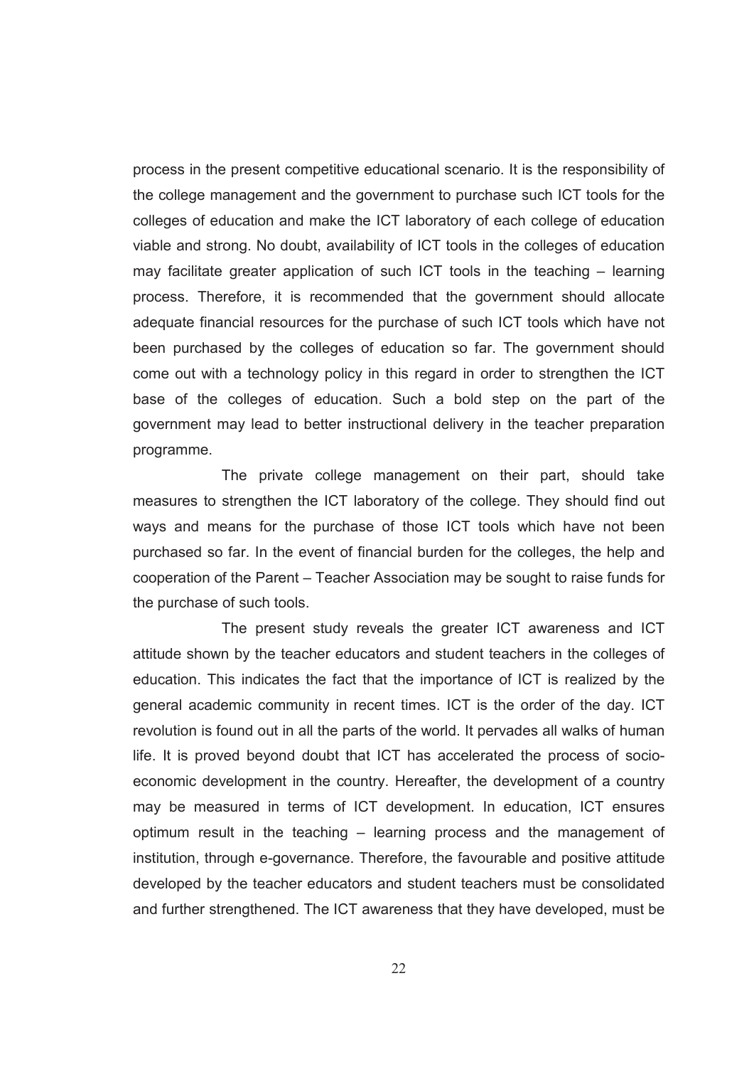process in the present competitive educational scenario. It is the responsibility of the college management and the government to purchase such ICT tools for the colleges of education and make the ICT laboratory of each college of education viable and strong. No doubt, availability of ICT tools in the colleges of education may facilitate greater application of such ICT tools in the teaching – learning process. Therefore, it is recommended that the government should allocate adequate financial resources for the purchase of such ICT tools which have not been purchased by the colleges of education so far. The government should come out with a technology policy in this regard in order to strengthen the ICT base of the colleges of education. Such a bold step on the part of the government may lead to better instructional delivery in the teacher preparation programme.

The private college management on their part, should take measures to strengthen the ICT laboratory of the college. They should find out ways and means for the purchase of those ICT tools which have not been purchased so far. In the event of financial burden for the colleges, the help and cooperation of the Parent – Teacher Association may be sought to raise funds for the purchase of such tools.

The present study reveals the greater ICT awareness and ICT attitude shown by the teacher educators and student teachers in the colleges of education. This indicates the fact that the importance of ICT is realized by the general academic community in recent times. ICT is the order of the day. ICT revolution is found out in all the parts of the world. It pervades all walks of human life. It is proved beyond doubt that ICT has accelerated the process of socio-economic development in the country. Hereafter, the development of a country may be measured in terms of ICT development. In education, ICT ensures optimum result in the teaching – learning process and the management of institution, through e-governance. Therefore, the favourable and positive attitude developed by the teacher educators and student teachers must be consolidated and further strengthened. The ICT awareness that they have developed, must be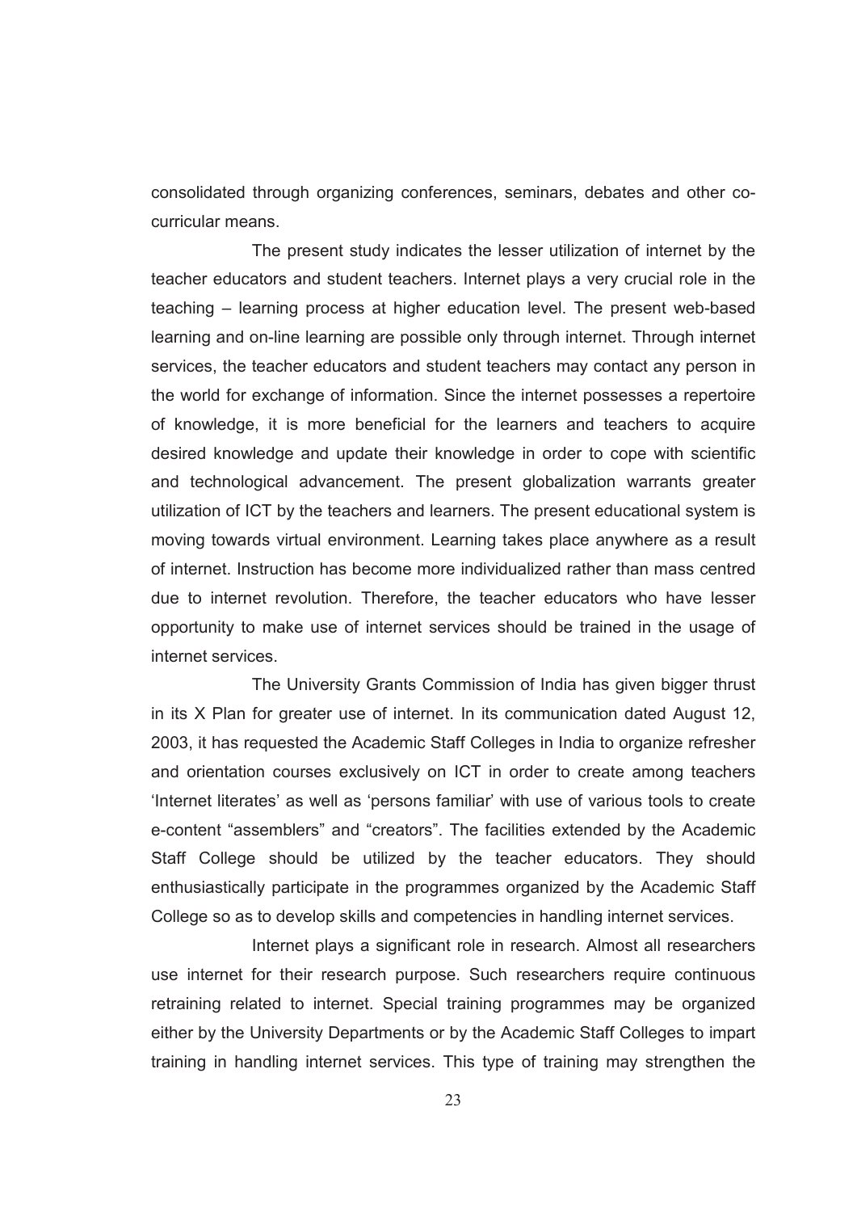consolidated through organizing conferences, seminars, debates and other co-curricular means.

The present study indicates the lesser utilization of internet by the teacher educators and student teachers. Internet plays a very crucial role in the teaching – learning process at higher education level. The present web-based learning and on-line learning are possible only through internet. Through internet services, the teacher educators and student teachers may contact any person in the world for exchange of information. Since the internet possesses a repertoire of knowledge, it is more beneficial for the learners and teachers to acquire desired knowledge and update their knowledge in order to cope with scientific and technological advancement. The present globalization warrants greater utilization of ICT by the teachers and learners. The present educational system is moving towards virtual environment. Learning takes place anywhere as a result of internet. Instruction has become more individualized rather than mass centred due to internet revolution. Therefore, the teacher educators who have lesser opportunity to make use of internet services should be trained in the usage of internet services.

The University Grants Commission of India has given bigger thrust in its X Plan for greater use of internet. In its communication dated August 12, 2003, it has requested the Academic Staff Colleges in India to organize refresher and orientation courses exclusively on ICT in order to create among teachers 'Internet literates' as well as 'persons familiar' with use of various tools to create e-content "assemblers" and "creators". The facilities extended by the Academic Staff College should be utilized by the teacher educators. They should enthusiastically participate in the programmes organized by the Academic Staff College so as to develop skills and competencies in handling internet services.

Internet plays a significant role in research. Almost all researchers use internet for their research purpose. Such researchers require continuous retraining related to internet. Special training programmes may be organized either by the University Departments or by the Academic Staff Colleges to impart training in handling internet services. This type of training may strengthen the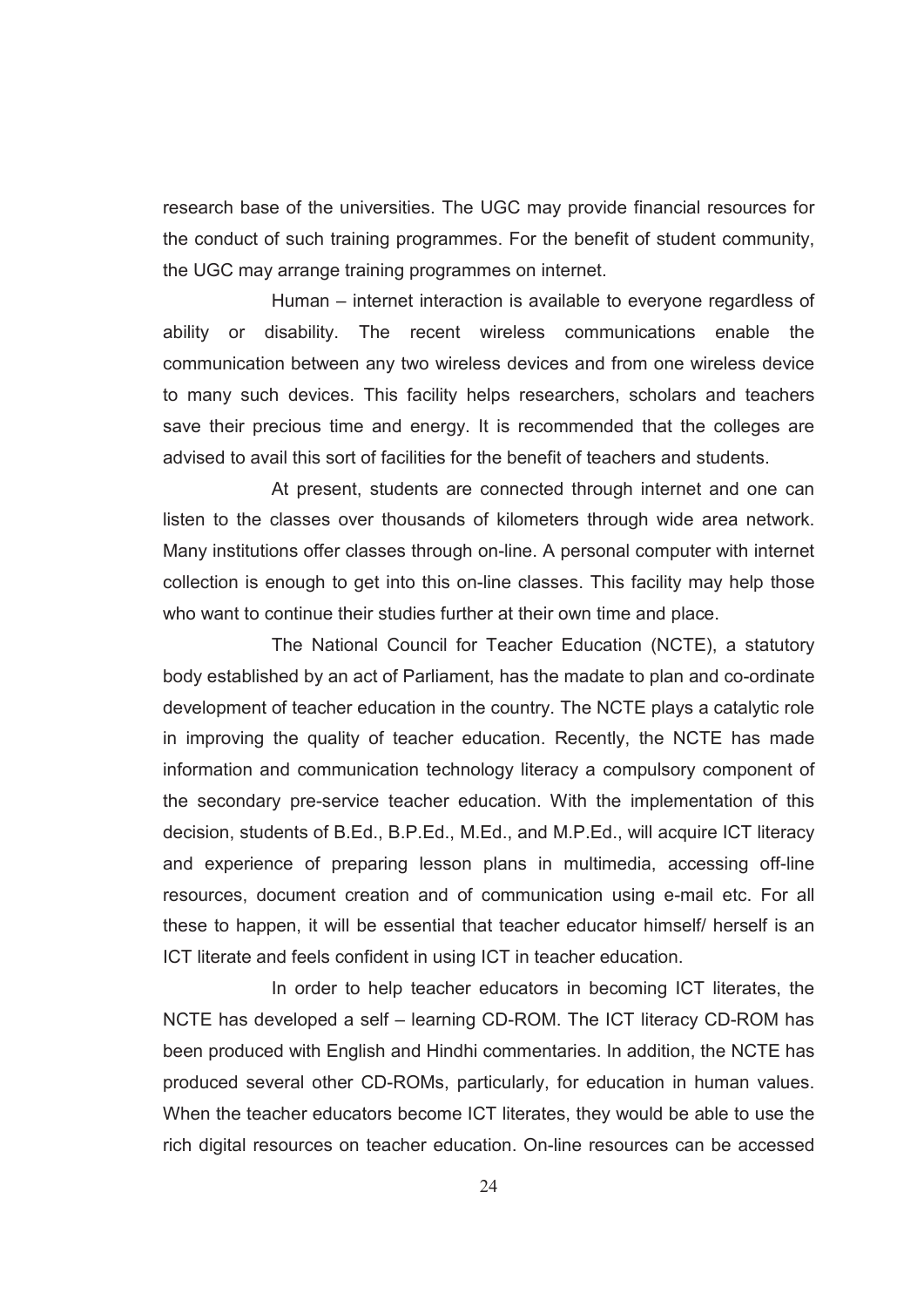research base of the universities. The UGC may provide financial resources for the conduct of such training programmes. For the benefit of student community, the UGC may arrange training programmes on internet.

Human – internet interaction is available to everyone regardless of ability or disability. The recent wireless communications enable the communication between any two wireless devices and from one wireless device to many such devices. This facility helps researchers, scholars and teachers save their precious time and energy. It is recommended that the colleges are advised to avail this sort of facilities for the benefit of teachers and students.

At present, students are connected through internet and one can listen to the classes over thousands of kilometers through wide area network. Many institutions offer classes through on-line. A personal computer with internet collection is enough to get into this on-line classes. This facility may help those who want to continue their studies further at their own time and place.

The National Council for Teacher Education (NCTE), a statutory body established by an act of Parliament, has the madate to plan and co-ordinate development of teacher education in the country. The NCTE plays a catalytic role in improving the quality of teacher education. Recently, the NCTE has made information and communication technology literacy a compulsory component of the secondary pre-service teacher education. With the implementation of this decision, students of B.Ed., B.P.Ed., M.Ed., and M.P.Ed., will acquire ICT literacy and experience of preparing lesson plans in multimedia, accessing off-line resources, document creation and of communication using e-mail etc. For all these to happen, it will be essential that teacher educator himself/ herself is an ICT literate and feels confident in using ICT in teacher education.

In order to help teacher educators in becoming ICT literates, the NCTE has developed a self – learning CD-ROM. The ICT literacy CD-ROM has been produced with English and Hindhi commentaries. In addition, the NCTE has produced several other CD-ROMs, particularly, for education in human values. When the teacher educators become ICT literates, they would be able to use the rich digital resources on teacher education. On-line resources can be accessed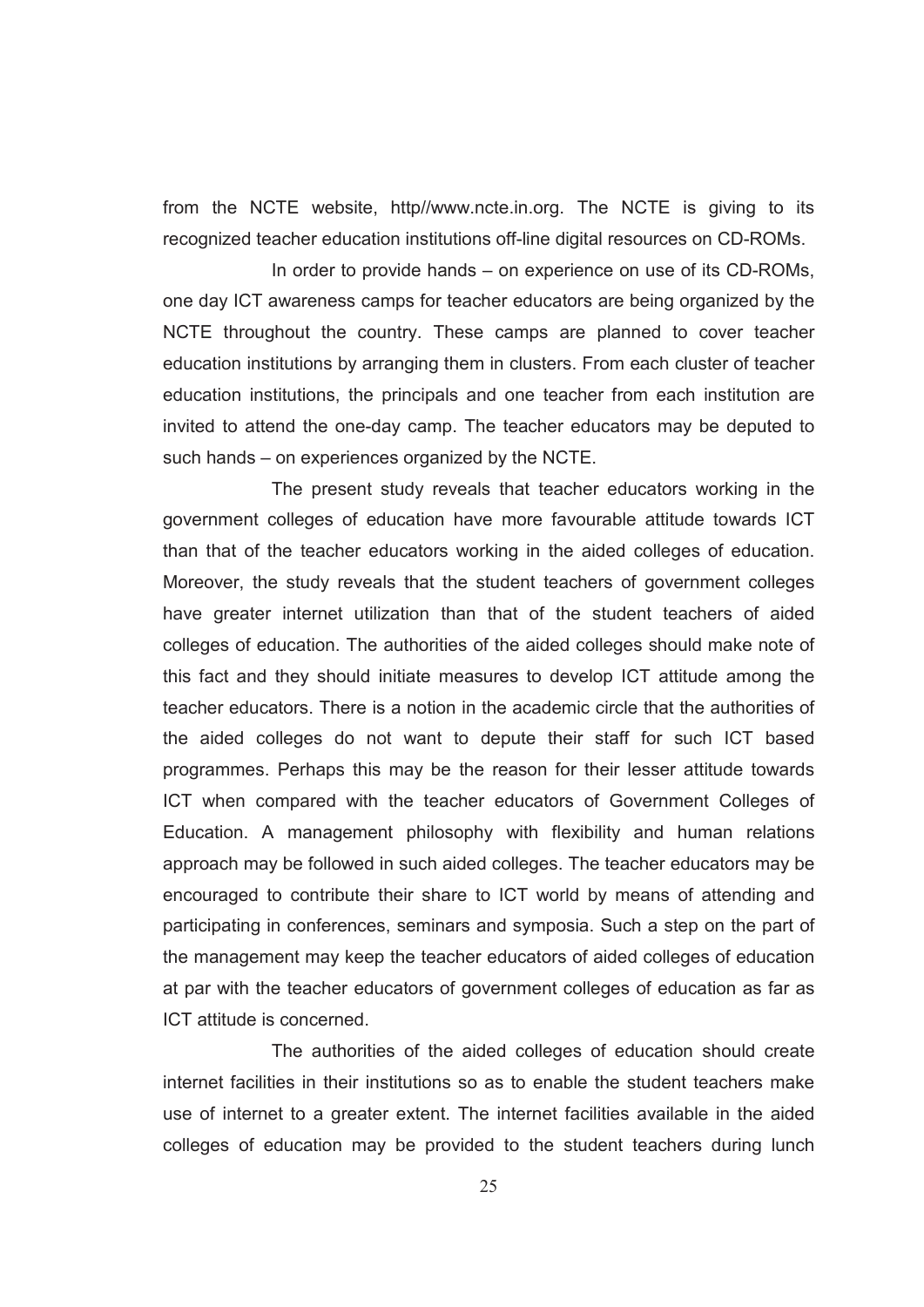from the NCTE website, http//www.ncte.in.org. The NCTE is giving to its recognized teacher education institutions off-line digital resources on CD-ROMs.

In order to provide hands – on experience on use of its CD-ROMs, one day ICT awareness camps for teacher educators are being organized by the NCTE throughout the country. These camps are planned to cover teacher education institutions by arranging them in clusters. From each cluster of teacher education institutions, the principals and one teacher from each institution are invited to attend the one-day camp. The teacher educators may be deputed to such hands – on experiences organized by the NCTE.

The present study reveals that teacher educators working in the government colleges of education have more favourable attitude towards ICT than that of the teacher educators working in the aided colleges of education. Moreover, the study reveals that the student teachers of government colleges have greater internet utilization than that of the student teachers of aided colleges of education. The authorities of the aided colleges should make note of this fact and they should initiate measures to develop ICT attitude among the teacher educators. There is a notion in the academic circle that the authorities of the aided colleges do not want to depute their staff for such ICT based programmes. Perhaps this may be the reason for their lesser attitude towards ICT when compared with the teacher educators of Government Colleges of Education. A management philosophy with flexibility and human relations approach may be followed in such aided colleges. The teacher educators may be encouraged to contribute their share to ICT world by means of attending and participating in conferences, seminars and symposia. Such a step on the part of the management may keep the teacher educators of aided colleges of education at par with the teacher educators of government colleges of education as far as ICT attitude is concerned.

The authorities of the aided colleges of education should create internet facilities in their institutions so as to enable the student teachers make use of internet to a greater extent. The internet facilities available in the aided colleges of education may be provided to the student teachers during lunch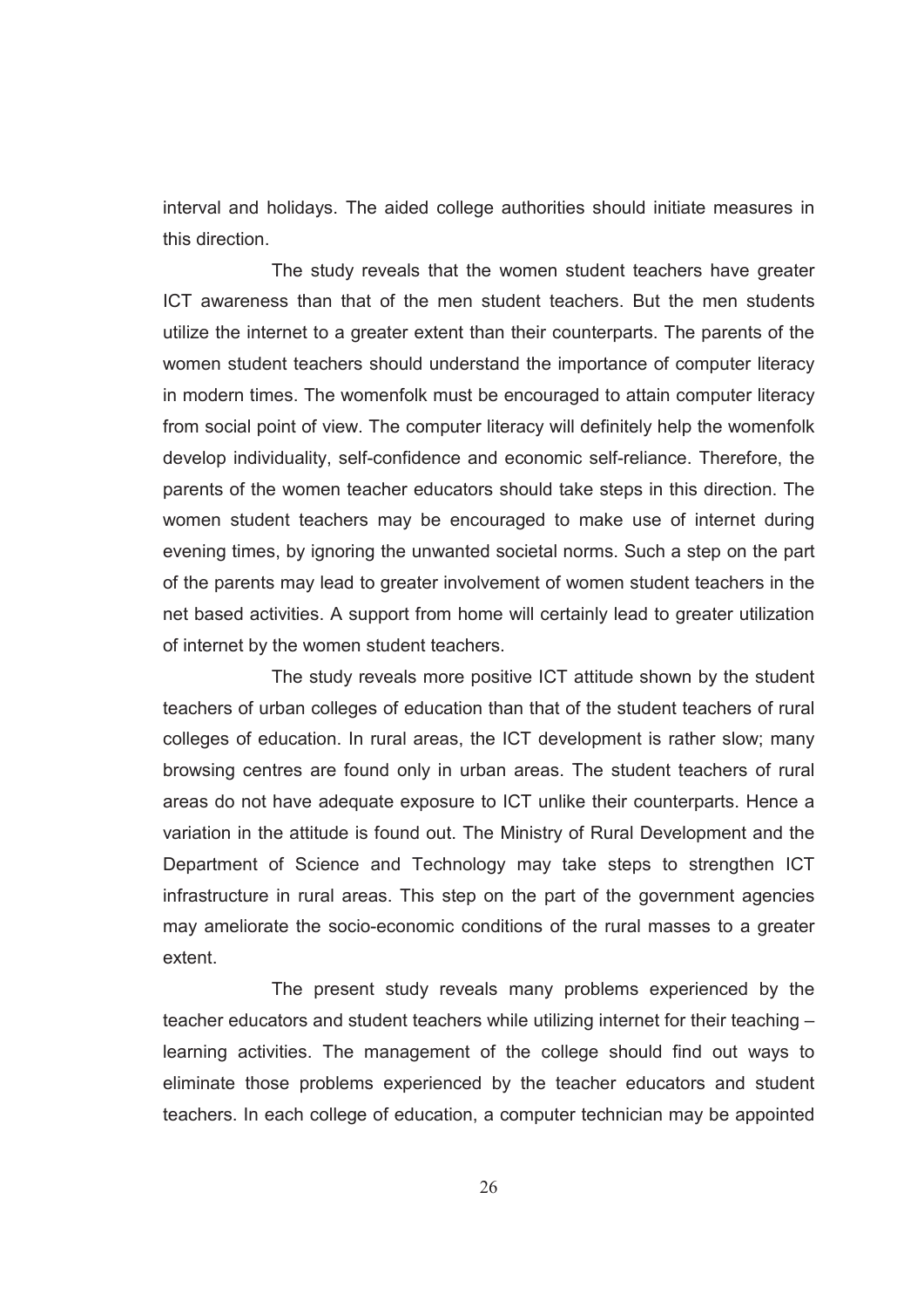interval and holidays. The aided college authorities should initiate measures in this direction.

The study reveals that the women student teachers have greater ICT awareness than that of the men student teachers. But the men students utilize the internet to a greater extent than their counterparts. The parents of the women student teachers should understand the importance of computer literacy in modern times. The womenfolk must be encouraged to attain computer literacy from social point of view. The computer literacy will definitely help the womenfolk develop individuality, self-confidence and economic self-reliance. Therefore, the parents of the women teacher educators should take steps in this direction. The women student teachers may be encouraged to make use of internet during evening times, by ignoring the unwanted societal norms. Such a step on the part of the parents may lead to greater involvement of women student teachers in the net based activities. A support from home will certainly lead to greater utilization of internet by the women student teachers.

The study reveals more positive ICT attitude shown by the student teachers of urban colleges of education than that of the student teachers of rural colleges of education. In rural areas, the ICT development is rather slow; many browsing centres are found only in urban areas. The student teachers of rural areas do not have adequate exposure to ICT unlike their counterparts. Hence a variation in the attitude is found out. The Ministry of Rural Development and the Department of Science and Technology may take steps to strengthen ICT infrastructure in rural areas. This step on the part of the government agencies may ameliorate the socio-economic conditions of the rural masses to a greater extent.

The present study reveals many problems experienced by the teacher educators and student teachers while utilizing internet for their teaching – learning activities. The management of the college should find out ways to eliminate those problems experienced by the teacher educators and student teachers. In each college of education, a computer technician may be appointed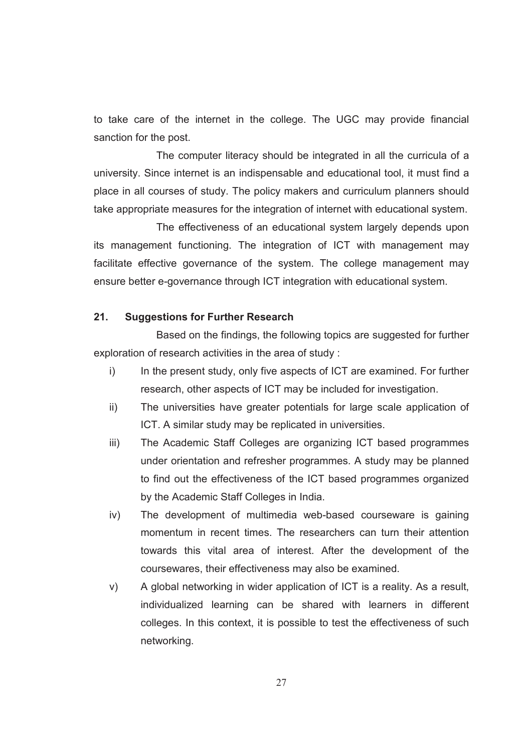to take care of the internet in the college. The UGC may provide financial sanction for the post.

The computer literacy should be integrated in all the curricula of a university. Since internet is an indispensable and educational tool, it must find a place in all courses of study. The policy makers and curriculum planners should take appropriate measures for the integration of internet with educational system.

The effectiveness of an educational system largely depends upon its management functioning. The integration of ICT with management may facilitate effective governance of the system. The college management may ensure better e-governance through ICT integration with educational system.

## 21. Suggestions for Further Research

Based on the findings, the following topics are suggested for further exploration of research activities in the area of study :

i) In the present study, only five aspects of ICT are examined. For further research, other aspects of ICT may be included for investigation.

ii) The universities have greater potentials for large scale application of ICT. A similar study may be replicated in universities.

iii) The Academic Staff Colleges are organizing ICT based programmes under orientation and refresher programmes. A study may be planned to find out the effectiveness of the ICT based programmes organized by the Academic Staff Colleges in India.

iv) The development of multimedia web-based courseware is gaining momentum in recent times. The researchers can turn their attention towards this vital area of interest. After the development of the coursewares, their effectiveness may also be examined.

v) A global networking in wider application of ICT is a reality. As a result, individualized learning can be shared with learners in different colleges. In this context, it is possible to test the effectiveness of such networking.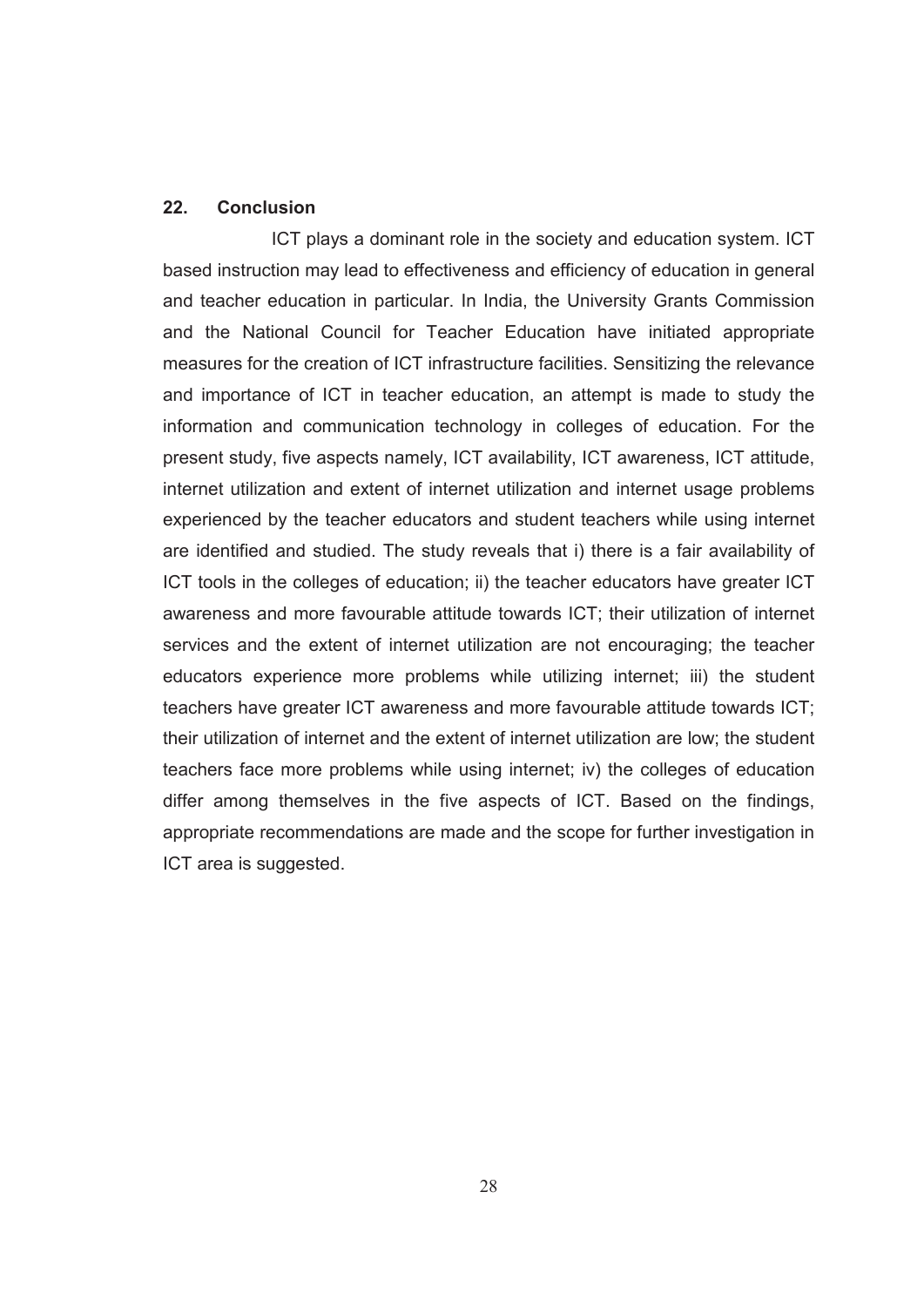## 22. Conclusion

ICT plays a dominant role in the society and education system. ICT based instruction may lead to effectiveness and efficiency of education in general and teacher education in particular. In India, the University Grants Commission and the National Council for Teacher Education have initiated appropriate measures for the creation of ICT infrastructure facilities. Sensitizing the relevance and importance of ICT in teacher education, an attempt is made to study the information and communication technology in colleges of education. For the present study, five aspects namely, ICT availability, ICT awareness, ICT attitude, internet utilization and extent of internet utilization and internet usage problems experienced by the teacher educators and student teachers while using internet are identified and studied. The study reveals that i) there is a fair availability of ICT tools in the colleges of education; ii) the teacher educators have greater ICT awareness and more favourable attitude towards ICT; their utilization of internet services and the extent of internet utilization are not encouraging; the teacher educators experience more problems while utilizing internet; iii) the student teachers have greater ICT awareness and more favourable attitude towards ICT; their utilization of internet and the extent of internet utilization are low; the student teachers face more problems while using internet; iv) the colleges of education differ among themselves in the five aspects of ICT. Based on the findings, appropriate recommendations are made and the scope for further investigation in ICT area is suggested.